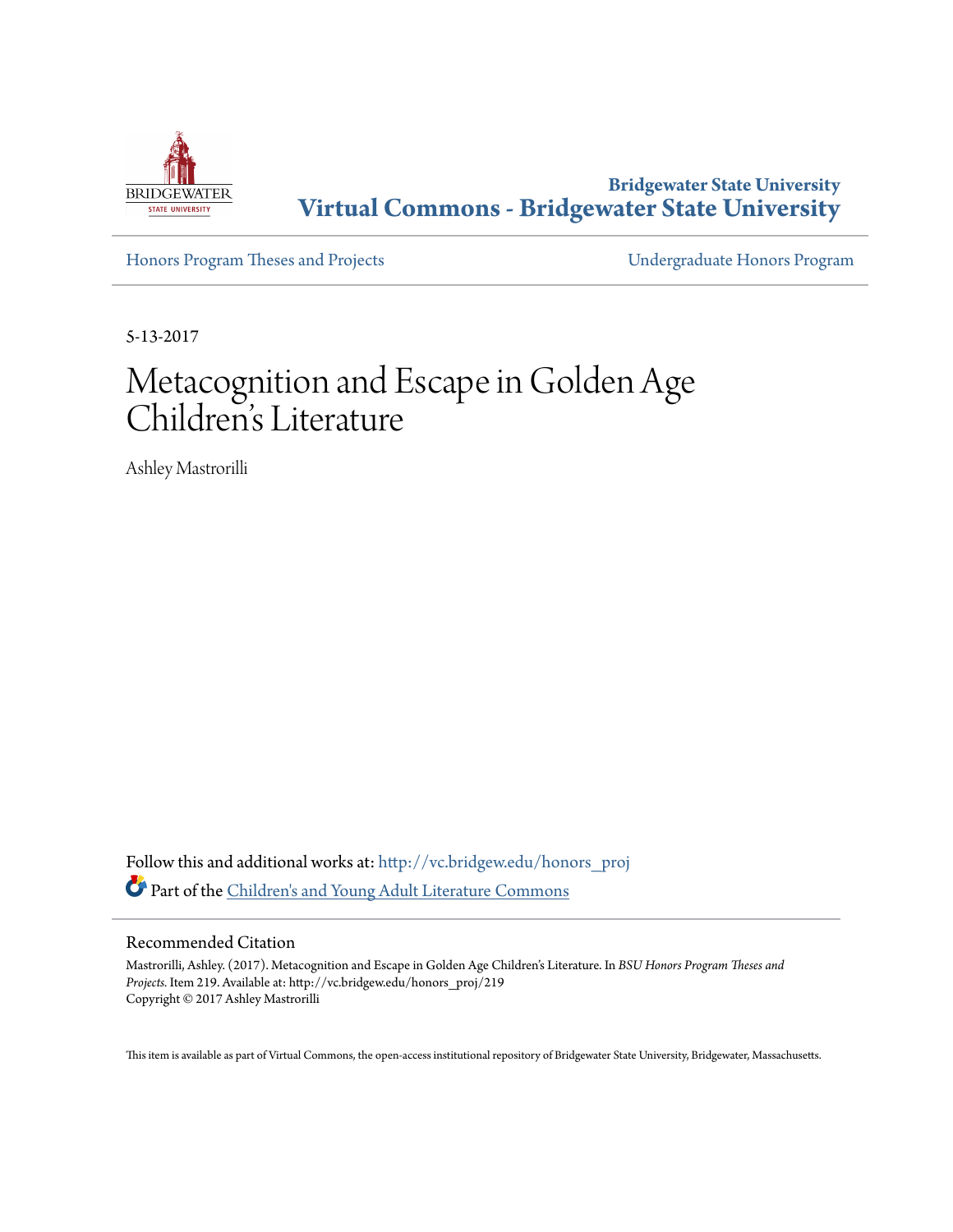Bridgewater State University

**Virtual Commons - Bridgewater State University**

Honors Program Theses and Projects

Undergraduate Honors Program

5-13-2017

# Metacognition and Escape in Golden Age Children's Literature

Ashley Mastrorilli

Follow this and additional works at: http://vc.bridgew.edu/honors_proj

Part of the Children's and Young Adult Literature Commons

## Recommended Citation

Mastrorilli, Ashley. (2017). Metacognition and Escape in Golden Age Children's Literature. In *BSU Honors Program Theses and Projects.* Item 219. Available at: http://vc.bridgew.edu/honors_proj/219
Copyright © 2017 Ashley Mastrorilli

This item is available as part of Virtual Commons, the open-access institutional repository of Bridgewater State University, Bridgewater, Massachusetts.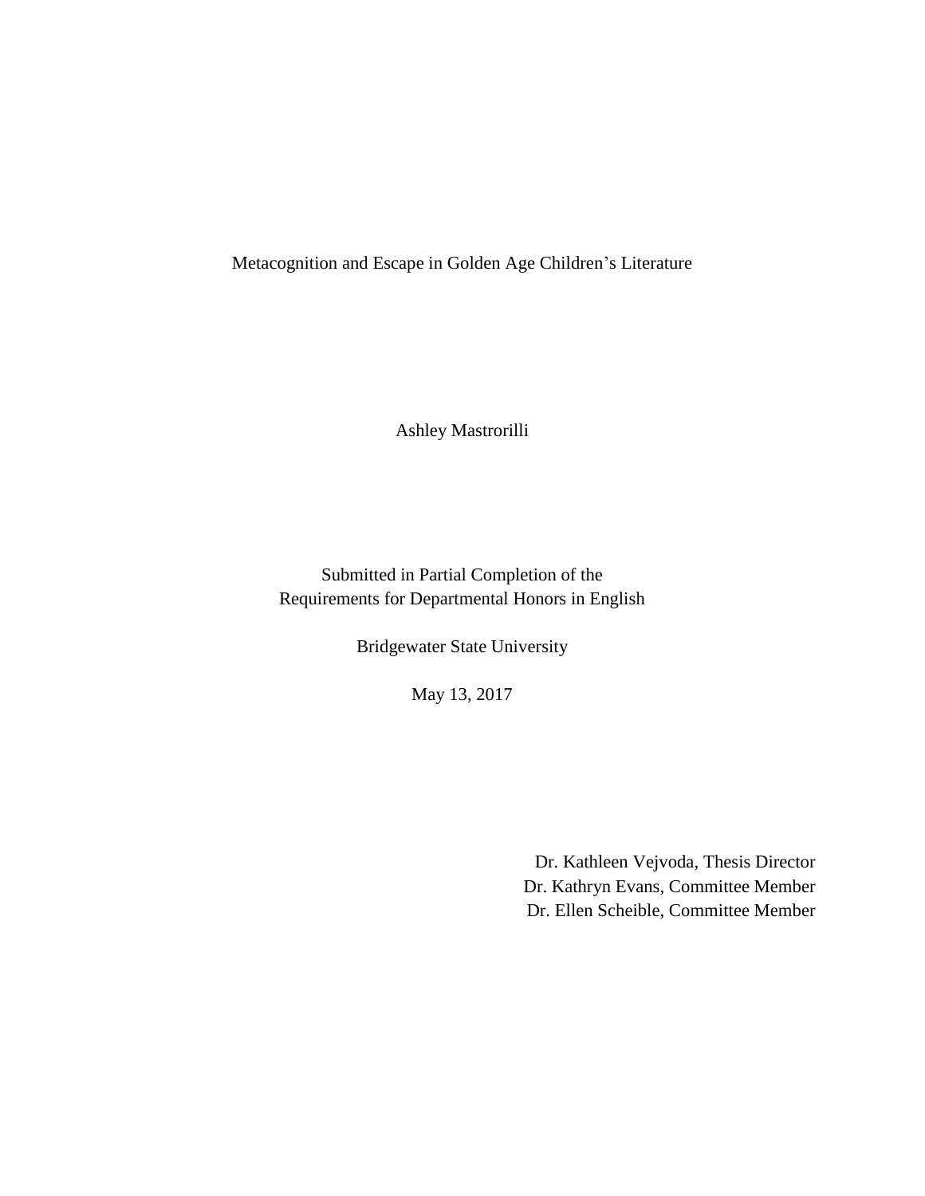# Metacognition and Escape in Golden Age Children's Literature

Ashley Mastrorilli

Submitted in Partial Completion of the
Requirements for Departmental Honors in English

Bridgewater State University

May 13, 2017

Dr. Kathleen Vejvoda, Thesis Director
Dr. Kathryn Evans, Committee Member
Dr. Ellen Scheible, Committee Member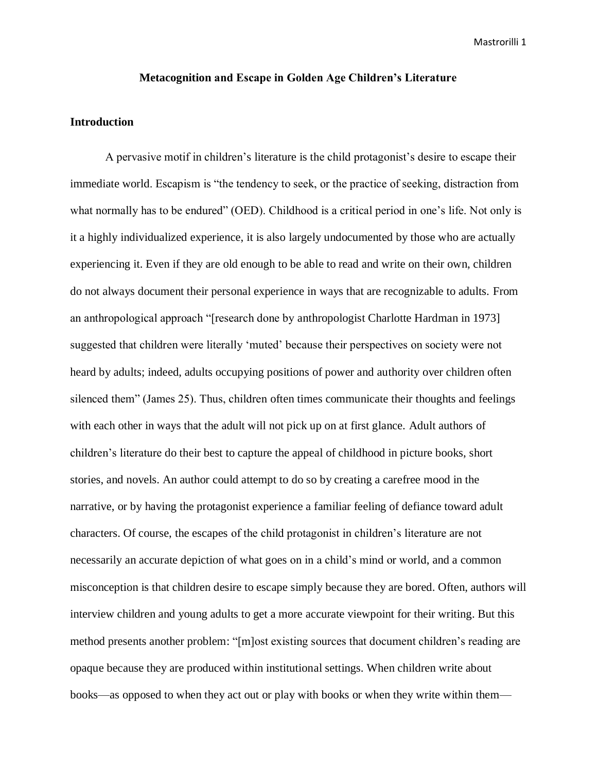# Metacognition and Escape in Golden Age Children's Literature

## Introduction

A pervasive motif in children's literature is the child protagonist's desire to escape their immediate world. Escapism is "the tendency to seek, or the practice of seeking, distraction from what normally has to be endured" (OED). Childhood is a critical period in one's life. Not only is it a highly individualized experience, it is also largely undocumented by those who are actually experiencing it. Even if they are old enough to be able to read and write on their own, children do not always document their personal experience in ways that are recognizable to adults. From an anthropological approach "[research done by anthropologist Charlotte Hardman in 1973] suggested that children were literally 'muted' because their perspectives on society were not heard by adults; indeed, adults occupying positions of power and authority over children often silenced them" (James 25). Thus, children often times communicate their thoughts and feelings with each other in ways that the adult will not pick up on at first glance. Adult authors of children's literature do their best to capture the appeal of childhood in picture books, short stories, and novels. An author could attempt to do so by creating a carefree mood in the narrative, or by having the protagonist experience a familiar feeling of defiance toward adult characters. Of course, the escapes of the child protagonist in children's literature are not necessarily an accurate depiction of what goes on in a child's mind or world, and a common misconception is that children desire to escape simply because they are bored. Often, authors will interview children and young adults to get a more accurate viewpoint for their writing. But this method presents another problem: "[m]ost existing sources that document children's reading are opaque because they are produced within institutional settings. When children write about books—as opposed to when they act out or play with books or when they write within them—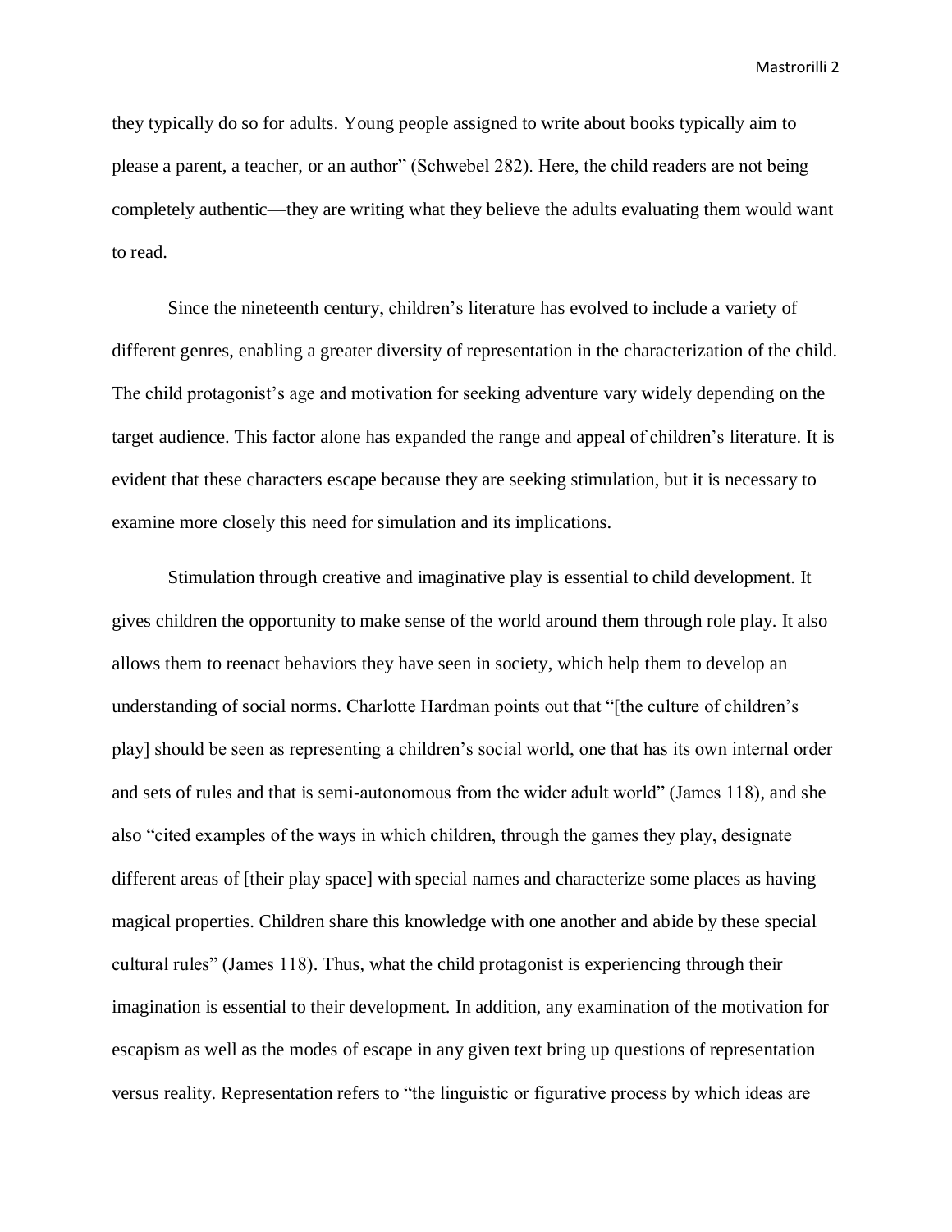they typically do so for adults. Young people assigned to write about books typically aim to please a parent, a teacher, or an author" (Schwebel 282). Here, the child readers are not being completely authentic—they are writing what they believe the adults evaluating them would want to read.

Since the nineteenth century, children's literature has evolved to include a variety of different genres, enabling a greater diversity of representation in the characterization of the child. The child protagonist's age and motivation for seeking adventure vary widely depending on the target audience. This factor alone has expanded the range and appeal of children's literature. It is evident that these characters escape because they are seeking stimulation, but it is necessary to examine more closely this need for simulation and its implications.

Stimulation through creative and imaginative play is essential to child development. It gives children the opportunity to make sense of the world around them through role play. It also allows them to reenact behaviors they have seen in society, which help them to develop an understanding of social norms. Charlotte Hardman points out that "[the culture of children's play] should be seen as representing a children's social world, one that has its own internal order and sets of rules and that is semi-autonomous from the wider adult world" (James 118), and she also "cited examples of the ways in which children, through the games they play, designate different areas of [their play space] with special names and characterize some places as having magical properties. Children share this knowledge with one another and abide by these special cultural rules" (James 118). Thus, what the child protagonist is experiencing through their imagination is essential to their development. In addition, any examination of the motivation for escapism as well as the modes of escape in any given text bring up questions of representation versus reality. Representation refers to "the linguistic or figurative process by which ideas are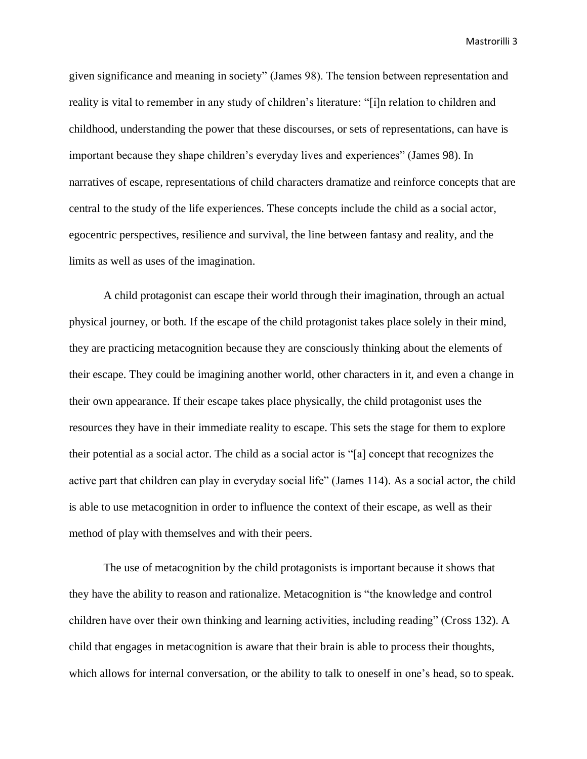given significance and meaning in society" (James 98). The tension between representation and reality is vital to remember in any study of children's literature: "[i]n relation to children and childhood, understanding the power that these discourses, or sets of representations, can have is important because they shape children's everyday lives and experiences" (James 98). In narratives of escape, representations of child characters dramatize and reinforce concepts that are central to the study of the life experiences. These concepts include the child as a social actor, egocentric perspectives, resilience and survival, the line between fantasy and reality, and the limits as well as uses of the imagination.

A child protagonist can escape their world through their imagination, through an actual physical journey, or both. If the escape of the child protagonist takes place solely in their mind, they are practicing metacognition because they are consciously thinking about the elements of their escape. They could be imagining another world, other characters in it, and even a change in their own appearance. If their escape takes place physically, the child protagonist uses the resources they have in their immediate reality to escape. This sets the stage for them to explore their potential as a social actor. The child as a social actor is "[a] concept that recognizes the active part that children can play in everyday social life" (James 114). As a social actor, the child is able to use metacognition in order to influence the context of their escape, as well as their method of play with themselves and with their peers.

The use of metacognition by the child protagonists is important because it shows that they have the ability to reason and rationalize. Metacognition is "the knowledge and control children have over their own thinking and learning activities, including reading" (Cross 132). A child that engages in metacognition is aware that their brain is able to process their thoughts, which allows for internal conversation, or the ability to talk to oneself in one's head, so to speak.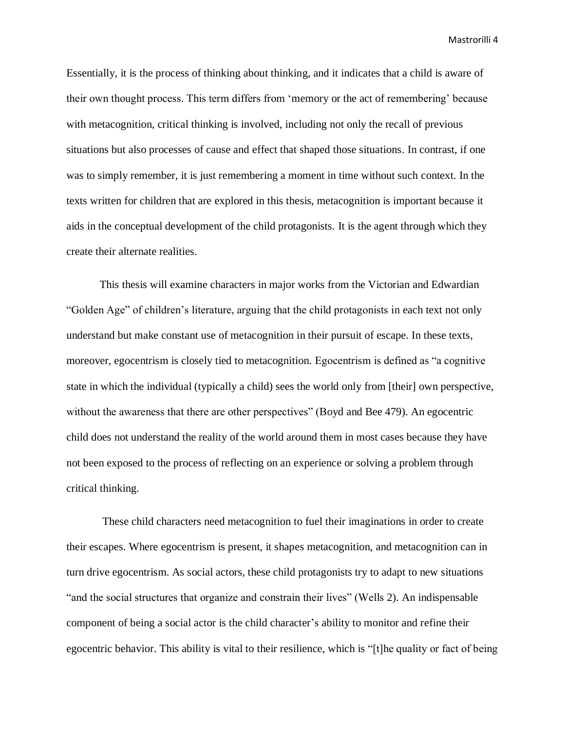Essentially, it is the process of thinking about thinking, and it indicates that a child is aware of their own thought process. This term differs from 'memory or the act of remembering' because with metacognition, critical thinking is involved, including not only the recall of previous situations but also processes of cause and effect that shaped those situations. In contrast, if one was to simply remember, it is just remembering a moment in time without such context. In the texts written for children that are explored in this thesis, metacognition is important because it aids in the conceptual development of the child protagonists. It is the agent through which they create their alternate realities.

This thesis will examine characters in major works from the Victorian and Edwardian "Golden Age" of children's literature, arguing that the child protagonists in each text not only understand but make constant use of metacognition in their pursuit of escape. In these texts, moreover, egocentrism is closely tied to metacognition. Egocentrism is defined as "a cognitive state in which the individual (typically a child) sees the world only from [their] own perspective, without the awareness that there are other perspectives" (Boyd and Bee 479). An egocentric child does not understand the reality of the world around them in most cases because they have not been exposed to the process of reflecting on an experience or solving a problem through critical thinking.

These child characters need metacognition to fuel their imaginations in order to create their escapes. Where egocentrism is present, it shapes metacognition, and metacognition can in turn drive egocentrism. As social actors, these child protagonists try to adapt to new situations "and the social structures that organize and constrain their lives" (Wells 2). An indispensable component of being a social actor is the child character's ability to monitor and refine their egocentric behavior. This ability is vital to their resilience, which is "[t]he quality or fact of being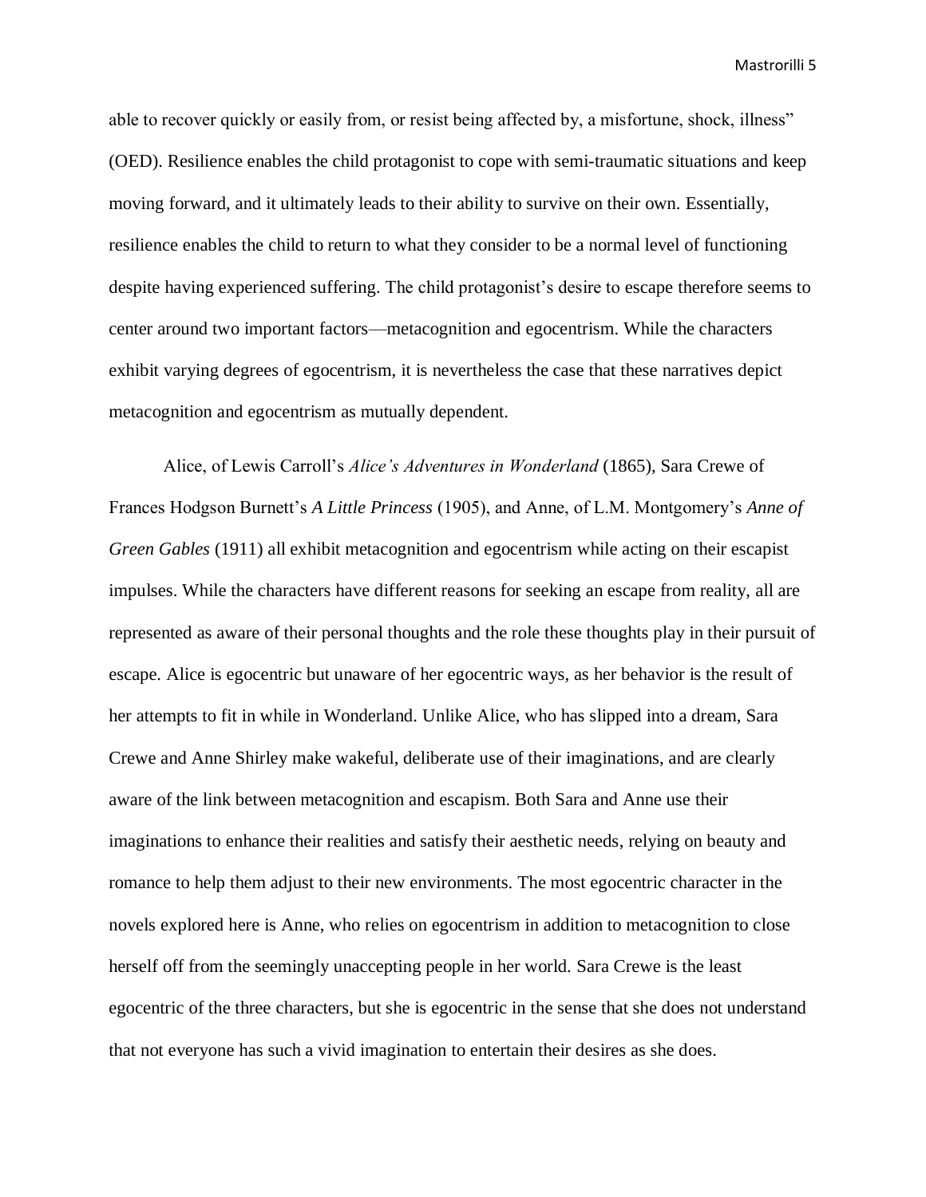able to recover quickly or easily from, or resist being affected by, a misfortune, shock, illness" (OED). Resilience enables the child protagonist to cope with semi-traumatic situations and keep moving forward, and it ultimately leads to their ability to survive on their own. Essentially, resilience enables the child to return to what they consider to be a normal level of functioning despite having experienced suffering. The child protagonist's desire to escape therefore seems to center around two important factors—metacognition and egocentrism. While the characters exhibit varying degrees of egocentrism, it is nevertheless the case that these narratives depict metacognition and egocentrism as mutually dependent.

Alice, of Lewis Carroll's *Alice's Adventures in Wonderland* (1865), Sara Crewe of Frances Hodgson Burnett's *A Little Princess* (1905), and Anne, of L.M. Montgomery's *Anne of Green Gables* (1911) all exhibit metacognition and egocentrism while acting on their escapist impulses. While the characters have different reasons for seeking an escape from reality, all are represented as aware of their personal thoughts and the role these thoughts play in their pursuit of escape. Alice is egocentric but unaware of her egocentric ways, as her behavior is the result of her attempts to fit in while in Wonderland. Unlike Alice, who has slipped into a dream, Sara Crewe and Anne Shirley make wakeful, deliberate use of their imaginations, and are clearly aware of the link between metacognition and escapism. Both Sara and Anne use their imaginations to enhance their realities and satisfy their aesthetic needs, relying on beauty and romance to help them adjust to their new environments. The most egocentric character in the novels explored here is Anne, who relies on egocentrism in addition to metacognition to close herself off from the seemingly unaccepting people in her world. Sara Crewe is the least egocentric of the three characters, but she is egocentric in the sense that she does not understand that not everyone has such a vivid imagination to entertain their desires as she does.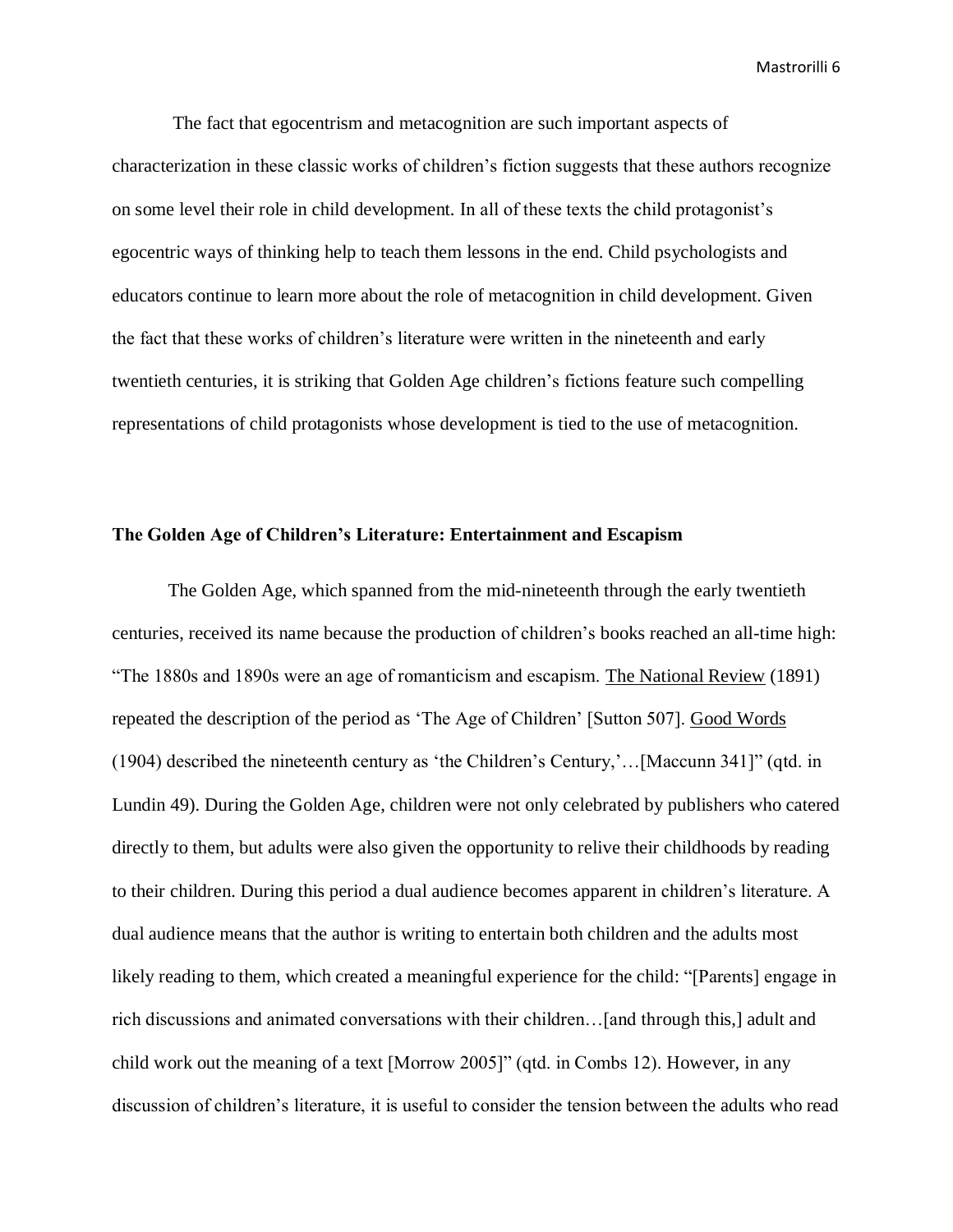The fact that egocentrism and metacognition are such important aspects of characterization in these classic works of children's fiction suggests that these authors recognize on some level their role in child development. In all of these texts the child protagonist's egocentric ways of thinking help to teach them lessons in the end. Child psychologists and educators continue to learn more about the role of metacognition in child development. Given the fact that these works of children's literature were written in the nineteenth and early twentieth centuries, it is striking that Golden Age children's fictions feature such compelling representations of child protagonists whose development is tied to the use of metacognition.

**The Golden Age of Children's Literature: Entertainment and Escapism**

The Golden Age, which spanned from the mid-nineteenth through the early twentieth centuries, received its name because the production of children's books reached an all-time high: "The 1880s and 1890s were an age of romanticism and escapism. The National Review (1891) repeated the description of the period as 'The Age of Children' [Sutton 507]. Good Words (1904) described the nineteenth century as 'the Children's Century,'…[Maccunn 341]" (qtd. in Lundin 49). During the Golden Age, children were not only celebrated by publishers who catered directly to them, but adults were also given the opportunity to relive their childhoods by reading to their children. During this period a dual audience becomes apparent in children's literature. A dual audience means that the author is writing to entertain both children and the adults most likely reading to them, which created a meaningful experience for the child: "[Parents] engage in rich discussions and animated conversations with their children…[and through this,] adult and child work out the meaning of a text [Morrow 2005]" (qtd. in Combs 12). However, in any discussion of children's literature, it is useful to consider the tension between the adults who read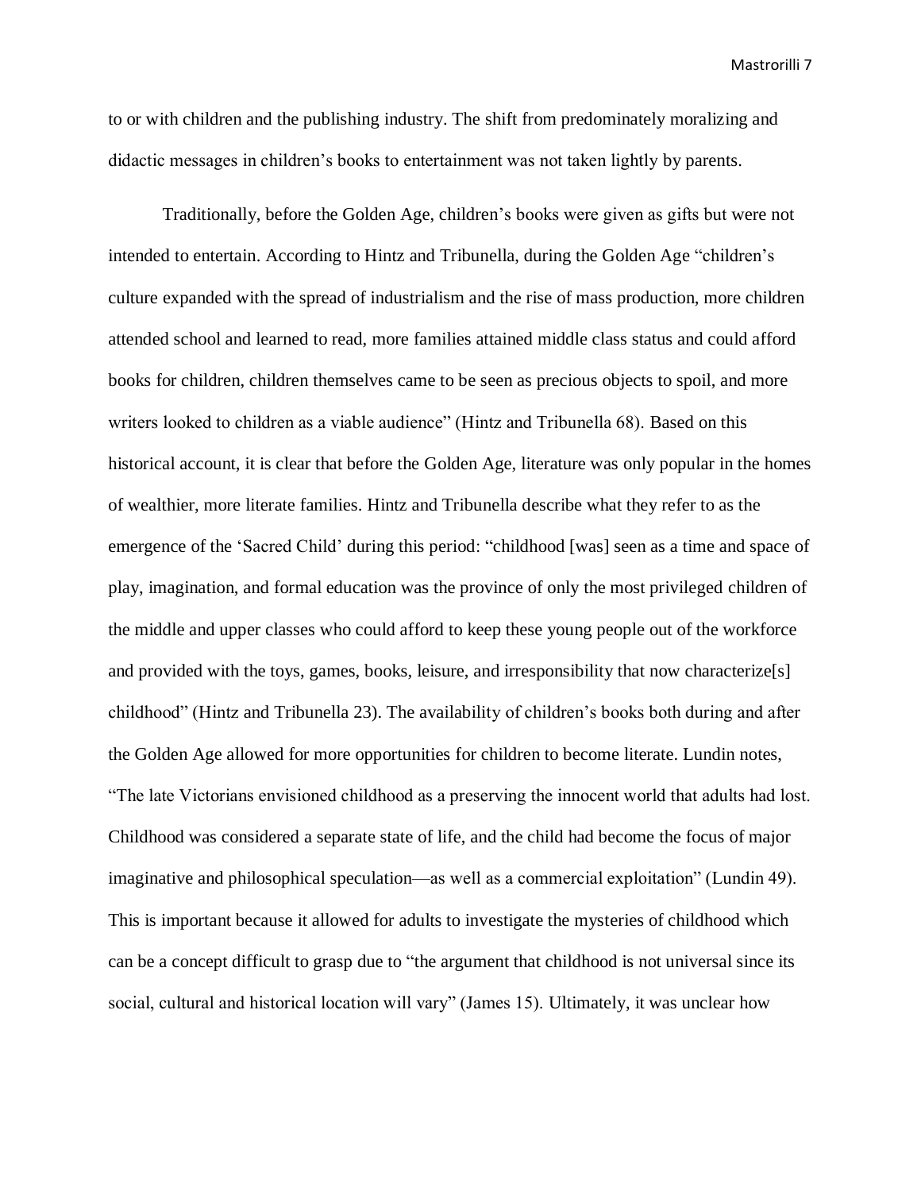to or with children and the publishing industry. The shift from predominately moralizing and didactic messages in children's books to entertainment was not taken lightly by parents.

Traditionally, before the Golden Age, children's books were given as gifts but were not intended to entertain. According to Hintz and Tribunella, during the Golden Age "children's culture expanded with the spread of industrialism and the rise of mass production, more children attended school and learned to read, more families attained middle class status and could afford books for children, children themselves came to be seen as precious objects to spoil, and more writers looked to children as a viable audience" (Hintz and Tribunella 68). Based on this historical account, it is clear that before the Golden Age, literature was only popular in the homes of wealthier, more literate families. Hintz and Tribunella describe what they refer to as the emergence of the 'Sacred Child' during this period: "childhood [was] seen as a time and space of play, imagination, and formal education was the province of only the most privileged children of the middle and upper classes who could afford to keep these young people out of the workforce and provided with the toys, games, books, leisure, and irresponsibility that now characterize[s] childhood" (Hintz and Tribunella 23). The availability of children's books both during and after the Golden Age allowed for more opportunities for children to become literate. Lundin notes, "The late Victorians envisioned childhood as a preserving the innocent world that adults had lost. Childhood was considered a separate state of life, and the child had become the focus of major imaginative and philosophical speculation—as well as a commercial exploitation" (Lundin 49). This is important because it allowed for adults to investigate the mysteries of childhood which can be a concept difficult to grasp due to "the argument that childhood is not universal since its social, cultural and historical location will vary" (James 15). Ultimately, it was unclear how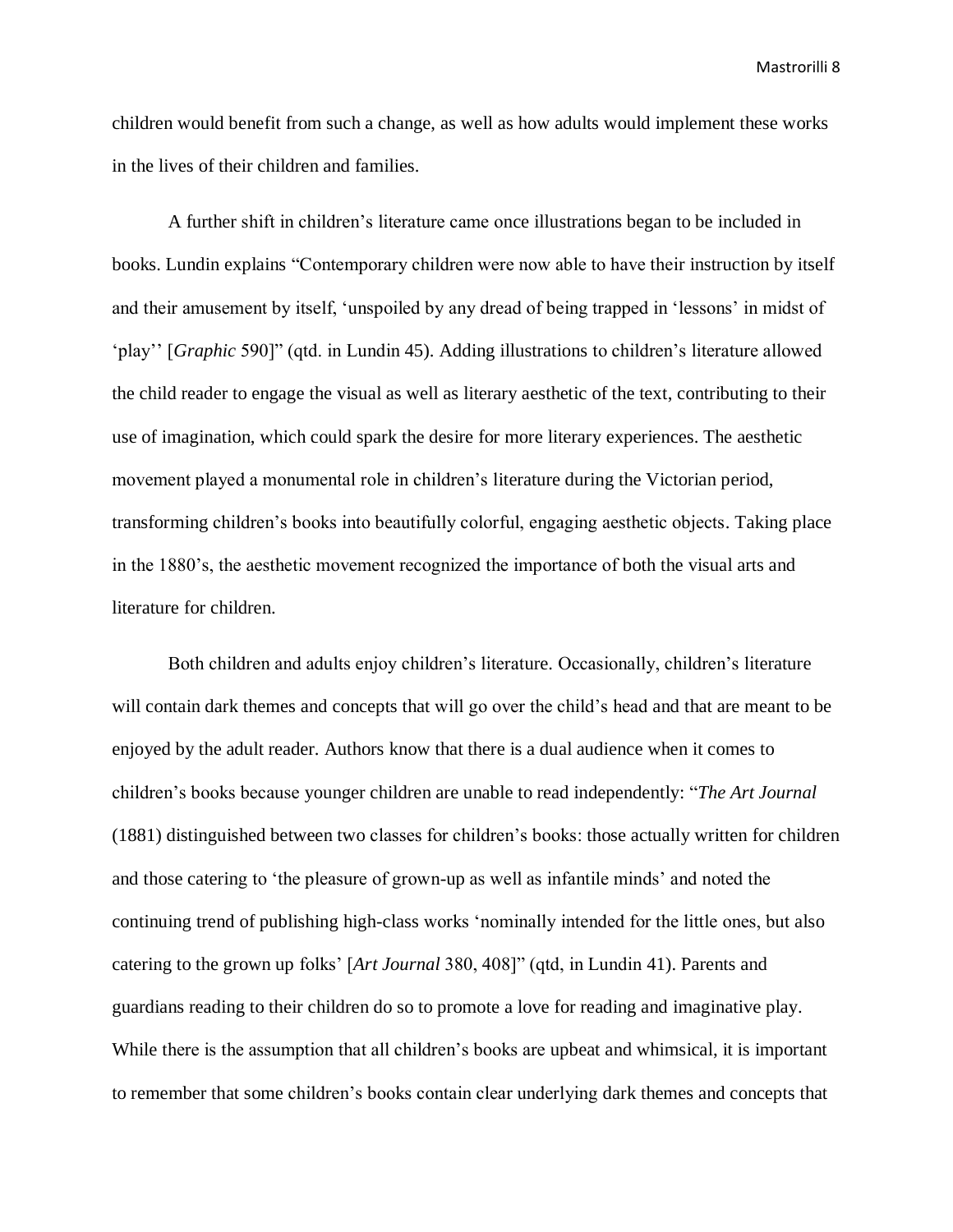children would benefit from such a change, as well as how adults would implement these works in the lives of their children and families.

A further shift in children's literature came once illustrations began to be included in books. Lundin explains "Contemporary children were now able to have their instruction by itself and their amusement by itself, 'unspoiled by any dread of being trapped in 'lessons' in midst of 'play'' [*Graphic* 590]" (qtd. in Lundin 45). Adding illustrations to children's literature allowed the child reader to engage the visual as well as literary aesthetic of the text, contributing to their use of imagination, which could spark the desire for more literary experiences. The aesthetic movement played a monumental role in children's literature during the Victorian period, transforming children's books into beautifully colorful, engaging aesthetic objects. Taking place in the 1880's, the aesthetic movement recognized the importance of both the visual arts and literature for children.

Both children and adults enjoy children's literature. Occasionally, children's literature will contain dark themes and concepts that will go over the child's head and that are meant to be enjoyed by the adult reader. Authors know that there is a dual audience when it comes to children's books because younger children are unable to read independently: "*The Art Journal* (1881) distinguished between two classes for children's books: those actually written for children and those catering to 'the pleasure of grown-up as well as infantile minds' and noted the continuing trend of publishing high-class works 'nominally intended for the little ones, but also catering to the grown up folks' [*Art Journal* 380, 408]" (qtd, in Lundin 41). Parents and guardians reading to their children do so to promote a love for reading and imaginative play. While there is the assumption that all children's books are upbeat and whimsical, it is important to remember that some children's books contain clear underlying dark themes and concepts that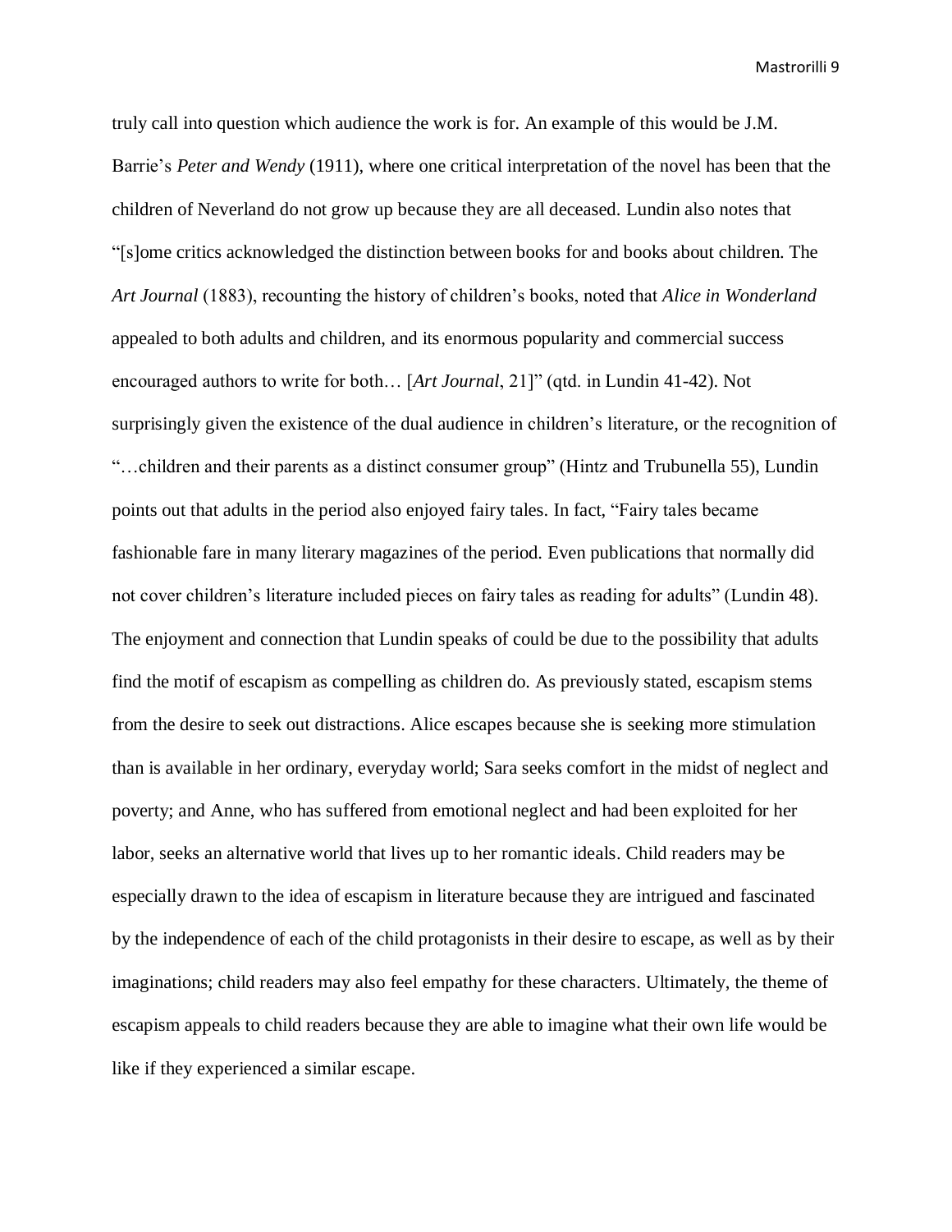truly call into question which audience the work is for. An example of this would be J.M. Barrie's *Peter and Wendy* (1911), where one critical interpretation of the novel has been that the children of Neverland do not grow up because they are all deceased. Lundin also notes that "[s]ome critics acknowledged the distinction between books for and books about children. The *Art Journal* (1883), recounting the history of children's books, noted that *Alice in Wonderland* appealed to both adults and children, and its enormous popularity and commercial success encouraged authors to write for both… [*Art Journal*, 21]" (qtd. in Lundin 41-42). Not surprisingly given the existence of the dual audience in children's literature, or the recognition of "…children and their parents as a distinct consumer group" (Hintz and Trubunella 55), Lundin points out that adults in the period also enjoyed fairy tales. In fact, "Fairy tales became fashionable fare in many literary magazines of the period. Even publications that normally did not cover children's literature included pieces on fairy tales as reading for adults" (Lundin 48). The enjoyment and connection that Lundin speaks of could be due to the possibility that adults find the motif of escapism as compelling as children do. As previously stated, escapism stems from the desire to seek out distractions. Alice escapes because she is seeking more stimulation than is available in her ordinary, everyday world; Sara seeks comfort in the midst of neglect and poverty; and Anne, who has suffered from emotional neglect and had been exploited for her labor, seeks an alternative world that lives up to her romantic ideals. Child readers may be especially drawn to the idea of escapism in literature because they are intrigued and fascinated by the independence of each of the child protagonists in their desire to escape, as well as by their imaginations; child readers may also feel empathy for these characters. Ultimately, the theme of escapism appeals to child readers because they are able to imagine what their own life would be like if they experienced a similar escape.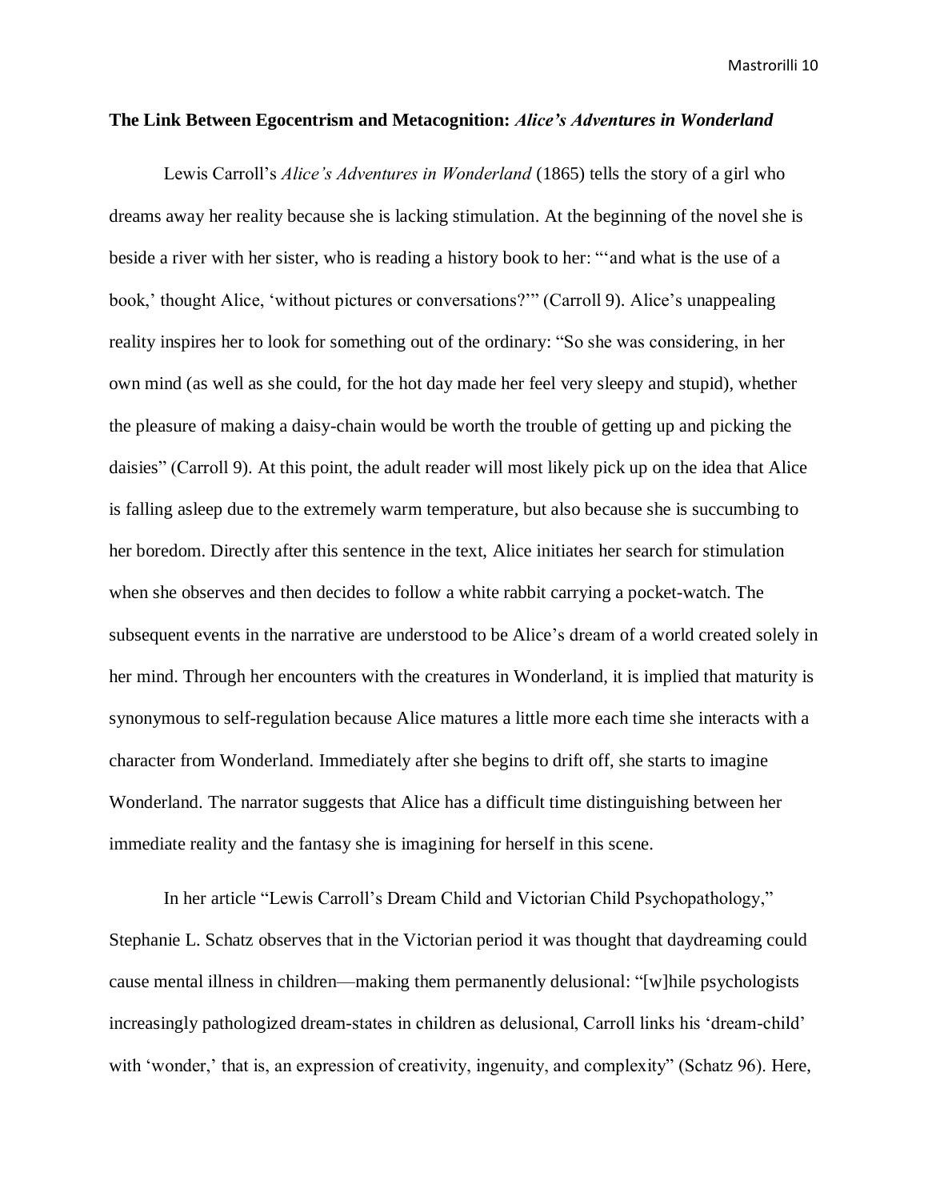**The Link Between Egocentrism and Metacognition:** ***Alice's Adventures in Wonderland***

Lewis Carroll's *Alice's Adventures in Wonderland* (1865) tells the story of a girl who dreams away her reality because she is lacking stimulation. At the beginning of the novel she is beside a river with her sister, who is reading a history book to her: "'and what is the use of a book,' thought Alice, 'without pictures or conversations?'" (Carroll 9). Alice's unappealing reality inspires her to look for something out of the ordinary: "So she was considering, in her own mind (as well as she could, for the hot day made her feel very sleepy and stupid), whether the pleasure of making a daisy-chain would be worth the trouble of getting up and picking the daisies" (Carroll 9). At this point, the adult reader will most likely pick up on the idea that Alice is falling asleep due to the extremely warm temperature, but also because she is succumbing to her boredom. Directly after this sentence in the text, Alice initiates her search for stimulation when she observes and then decides to follow a white rabbit carrying a pocket-watch. The subsequent events in the narrative are understood to be Alice's dream of a world created solely in her mind. Through her encounters with the creatures in Wonderland, it is implied that maturity is synonymous to self-regulation because Alice matures a little more each time she interacts with a character from Wonderland. Immediately after she begins to drift off, she starts to imagine Wonderland. The narrator suggests that Alice has a difficult time distinguishing between her immediate reality and the fantasy she is imagining for herself in this scene.

In her article "Lewis Carroll's Dream Child and Victorian Child Psychopathology," Stephanie L. Schatz observes that in the Victorian period it was thought that daydreaming could cause mental illness in children—making them permanently delusional: "[w]hile psychologists increasingly pathologized dream-states in children as delusional, Carroll links his 'dream-child' with 'wonder,' that is, an expression of creativity, ingenuity, and complexity" (Schatz 96). Here,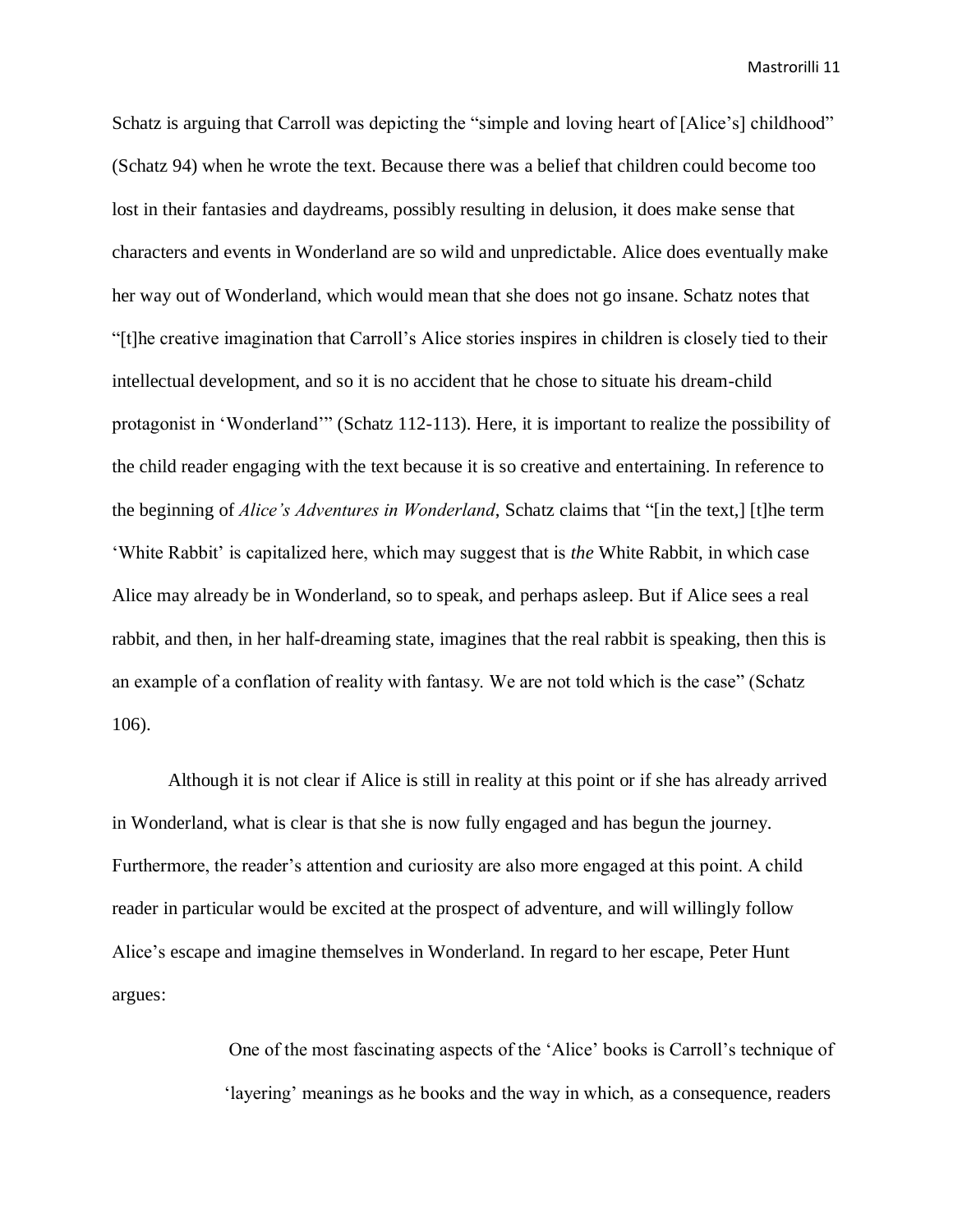Schatz is arguing that Carroll was depicting the "simple and loving heart of [Alice's] childhood" (Schatz 94) when he wrote the text. Because there was a belief that children could become too lost in their fantasies and daydreams, possibly resulting in delusion, it does make sense that characters and events in Wonderland are so wild and unpredictable. Alice does eventually make her way out of Wonderland, which would mean that she does not go insane. Schatz notes that "[t]he creative imagination that Carroll's Alice stories inspires in children is closely tied to their intellectual development, and so it is no accident that he chose to situate his dream-child protagonist in 'Wonderland'" (Schatz 112-113). Here, it is important to realize the possibility of the child reader engaging with the text because it is so creative and entertaining. In reference to the beginning of *Alice's Adventures in Wonderland*, Schatz claims that "[in the text,] [t]he term 'White Rabbit' is capitalized here, which may suggest that is *the* White Rabbit, in which case Alice may already be in Wonderland, so to speak, and perhaps asleep. But if Alice sees a real rabbit, and then, in her half-dreaming state, imagines that the real rabbit is speaking, then this is an example of a conflation of reality with fantasy. We are not told which is the case" (Schatz 106).

Although it is not clear if Alice is still in reality at this point or if she has already arrived in Wonderland, what is clear is that she is now fully engaged and has begun the journey. Furthermore, the reader's attention and curiosity are also more engaged at this point. A child reader in particular would be excited at the prospect of adventure, and will willingly follow Alice's escape and imagine themselves in Wonderland. In regard to her escape, Peter Hunt argues:

> One of the most fascinating aspects of the 'Alice' books is Carroll's technique of 'layering' meanings as he books and the way in which, as a consequence, readers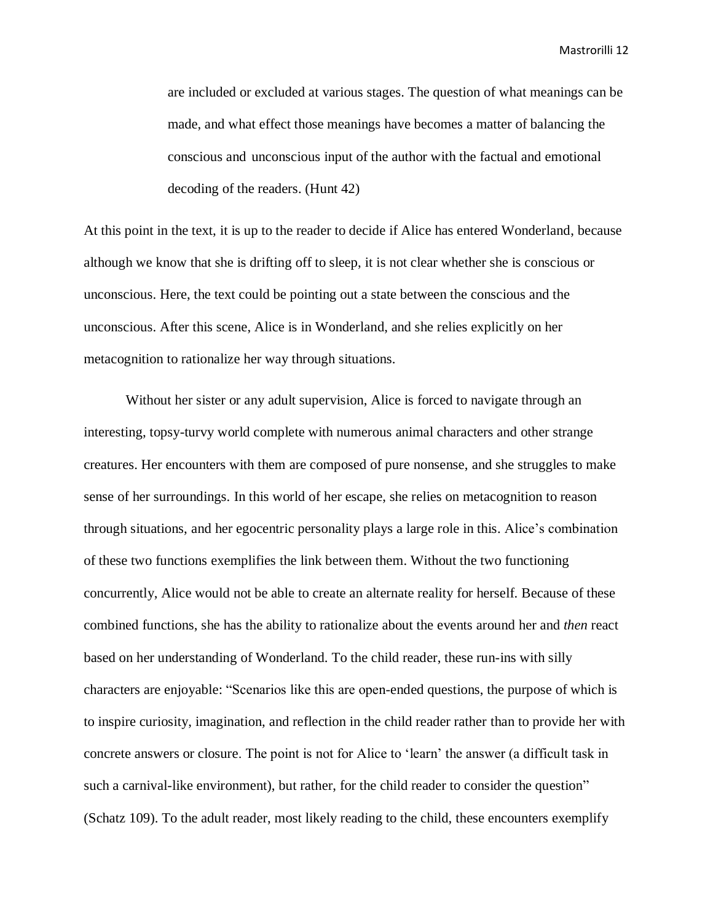> are included or excluded at various stages. The question of what meanings can be made, and what effect those meanings have becomes a matter of balancing the conscious and unconscious input of the author with the factual and emotional decoding of the readers. (Hunt 42)

At this point in the text, it is up to the reader to decide if Alice has entered Wonderland, because although we know that she is drifting off to sleep, it is not clear whether she is conscious or unconscious. Here, the text could be pointing out a state between the conscious and the unconscious. After this scene, Alice is in Wonderland, and she relies explicitly on her metacognition to rationalize her way through situations.

Without her sister or any adult supervision, Alice is forced to navigate through an interesting, topsy-turvy world complete with numerous animal characters and other strange creatures. Her encounters with them are composed of pure nonsense, and she struggles to make sense of her surroundings. In this world of her escape, she relies on metacognition to reason through situations, and her egocentric personality plays a large role in this. Alice's combination of these two functions exemplifies the link between them. Without the two functioning concurrently, Alice would not be able to create an alternate reality for herself. Because of these combined functions, she has the ability to rationalize about the events around her and *then* react based on her understanding of Wonderland. To the child reader, these run-ins with silly characters are enjoyable: "Scenarios like this are open-ended questions, the purpose of which is to inspire curiosity, imagination, and reflection in the child reader rather than to provide her with concrete answers or closure. The point is not for Alice to 'learn' the answer (a difficult task in such a carnival-like environment), but rather, for the child reader to consider the question" (Schatz 109). To the adult reader, most likely reading to the child, these encounters exemplify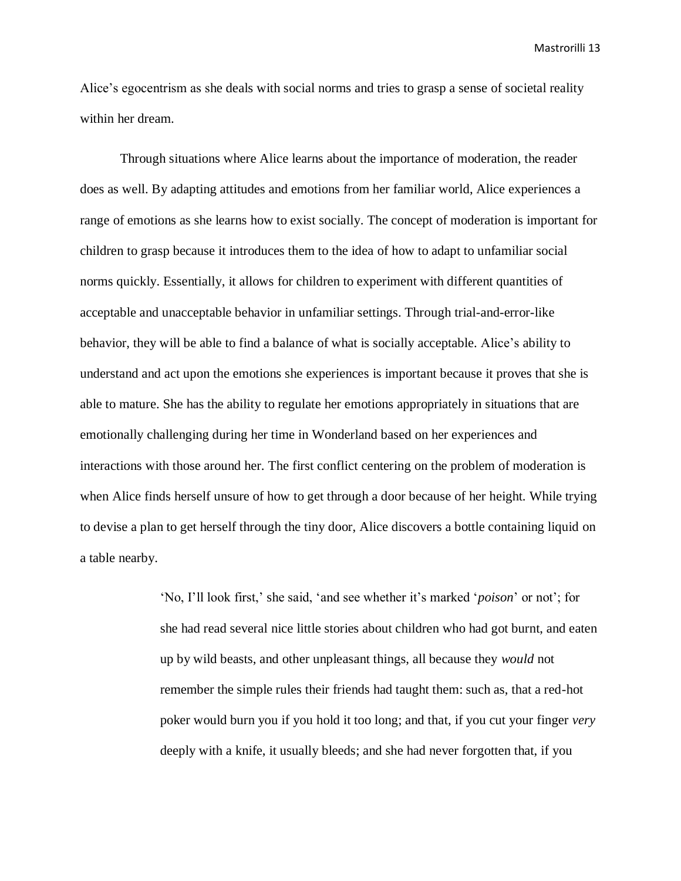Alice's egocentrism as she deals with social norms and tries to grasp a sense of societal reality within her dream.

Through situations where Alice learns about the importance of moderation, the reader does as well. By adapting attitudes and emotions from her familiar world, Alice experiences a range of emotions as she learns how to exist socially. The concept of moderation is important for children to grasp because it introduces them to the idea of how to adapt to unfamiliar social norms quickly. Essentially, it allows for children to experiment with different quantities of acceptable and unacceptable behavior in unfamiliar settings. Through trial-and-error-like behavior, they will be able to find a balance of what is socially acceptable. Alice's ability to understand and act upon the emotions she experiences is important because it proves that she is able to mature. She has the ability to regulate her emotions appropriately in situations that are emotionally challenging during her time in Wonderland based on her experiences and interactions with those around her. The first conflict centering on the problem of moderation is when Alice finds herself unsure of how to get through a door because of her height. While trying to devise a plan to get herself through the tiny door, Alice discovers a bottle containing liquid on a table nearby.

> 'No, I'll look first,' she said, 'and see whether it's marked '*poison*' or not'; for she had read several nice little stories about children who had got burnt, and eaten up by wild beasts, and other unpleasant things, all because they *would* not remember the simple rules their friends had taught them: such as, that a red-hot poker would burn you if you hold it too long; and that, if you cut your finger *very* deeply with a knife, it usually bleeds; and she had never forgotten that, if you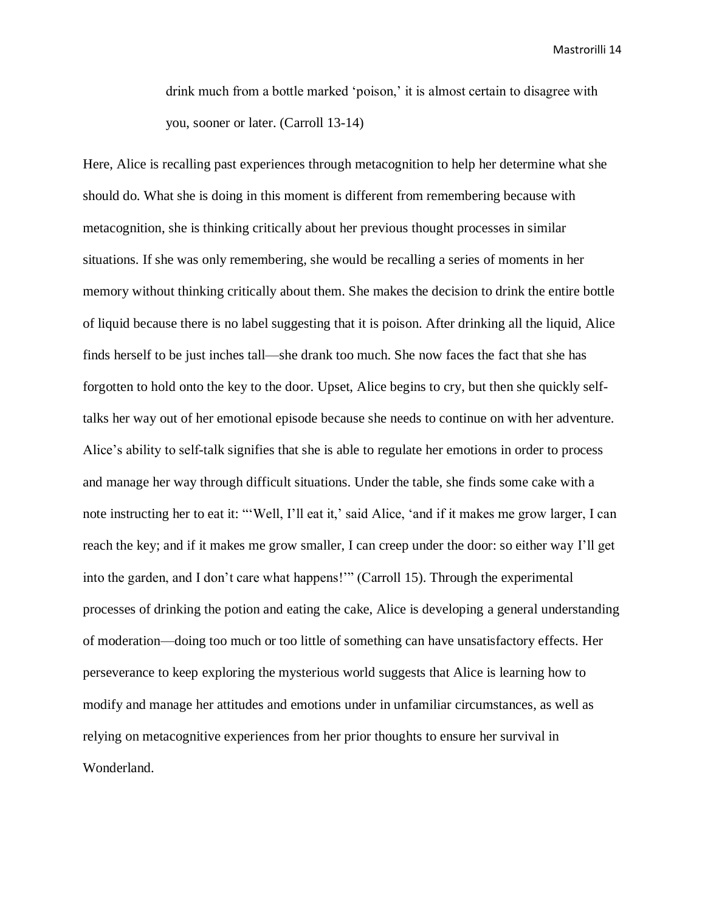> drink much from a bottle marked 'poison,' it is almost certain to disagree with you, sooner or later. (Carroll 13-14)

Here, Alice is recalling past experiences through metacognition to help her determine what she should do. What she is doing in this moment is different from remembering because with metacognition, she is thinking critically about her previous thought processes in similar situations. If she was only remembering, she would be recalling a series of moments in her memory without thinking critically about them. She makes the decision to drink the entire bottle of liquid because there is no label suggesting that it is poison. After drinking all the liquid, Alice finds herself to be just inches tall—she drank too much. She now faces the fact that she has forgotten to hold onto the key to the door. Upset, Alice begins to cry, but then she quickly self-talks her way out of her emotional episode because she needs to continue on with her adventure. Alice's ability to self-talk signifies that she is able to regulate her emotions in order to process and manage her way through difficult situations. Under the table, she finds some cake with a note instructing her to eat it: "'Well, I'll eat it,' said Alice, 'and if it makes me grow larger, I can reach the key; and if it makes me grow smaller, I can creep under the door: so either way I'll get into the garden, and I don't care what happens!'" (Carroll 15). Through the experimental processes of drinking the potion and eating the cake, Alice is developing a general understanding of moderation—doing too much or too little of something can have unsatisfactory effects. Her perseverance to keep exploring the mysterious world suggests that Alice is learning how to modify and manage her attitudes and emotions under in unfamiliar circumstances, as well as relying on metacognitive experiences from her prior thoughts to ensure her survival in Wonderland.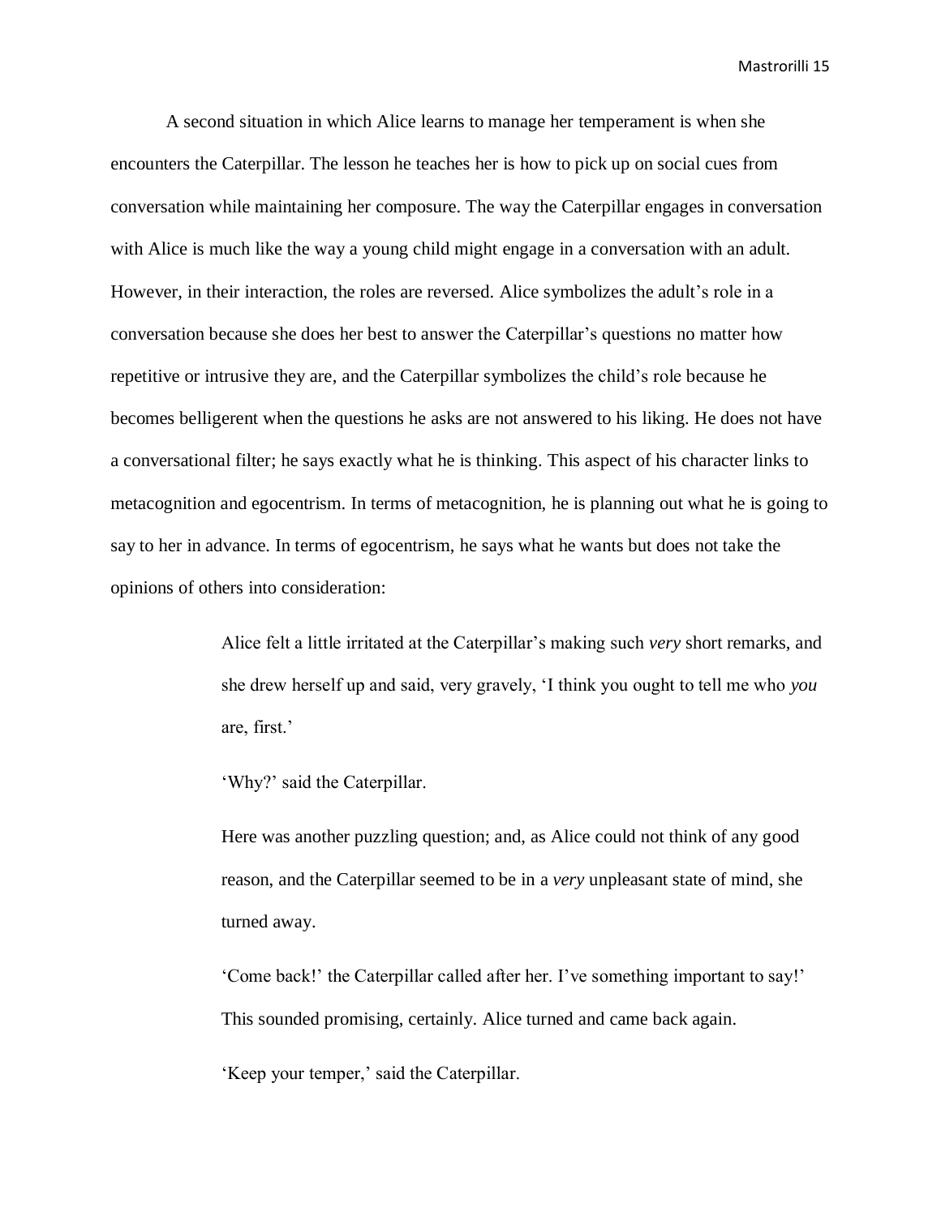A second situation in which Alice learns to manage her temperament is when she encounters the Caterpillar. The lesson he teaches her is how to pick up on social cues from conversation while maintaining her composure. The way the Caterpillar engages in conversation with Alice is much like the way a young child might engage in a conversation with an adult. However, in their interaction, the roles are reversed. Alice symbolizes the adult's role in a conversation because she does her best to answer the Caterpillar's questions no matter how repetitive or intrusive they are, and the Caterpillar symbolizes the child's role because he becomes belligerent when the questions he asks are not answered to his liking. He does not have a conversational filter; he says exactly what he is thinking. This aspect of his character links to metacognition and egocentrism. In terms of metacognition, he is planning out what he is going to say to her in advance. In terms of egocentrism, he says what he wants but does not take the opinions of others into consideration:

> Alice felt a little irritated at the Caterpillar's making such *very* short remarks, and she drew herself up and said, very gravely, 'I think you ought to tell me who *you* are, first.'
>
> 'Why?' said the Caterpillar.
>
> Here was another puzzling question; and, as Alice could not think of any good reason, and the Caterpillar seemed to be in a *very* unpleasant state of mind, she turned away.
>
> 'Come back!' the Caterpillar called after her. I've something important to say!' This sounded promising, certainly. Alice turned and came back again.
>
> 'Keep your temper,' said the Caterpillar.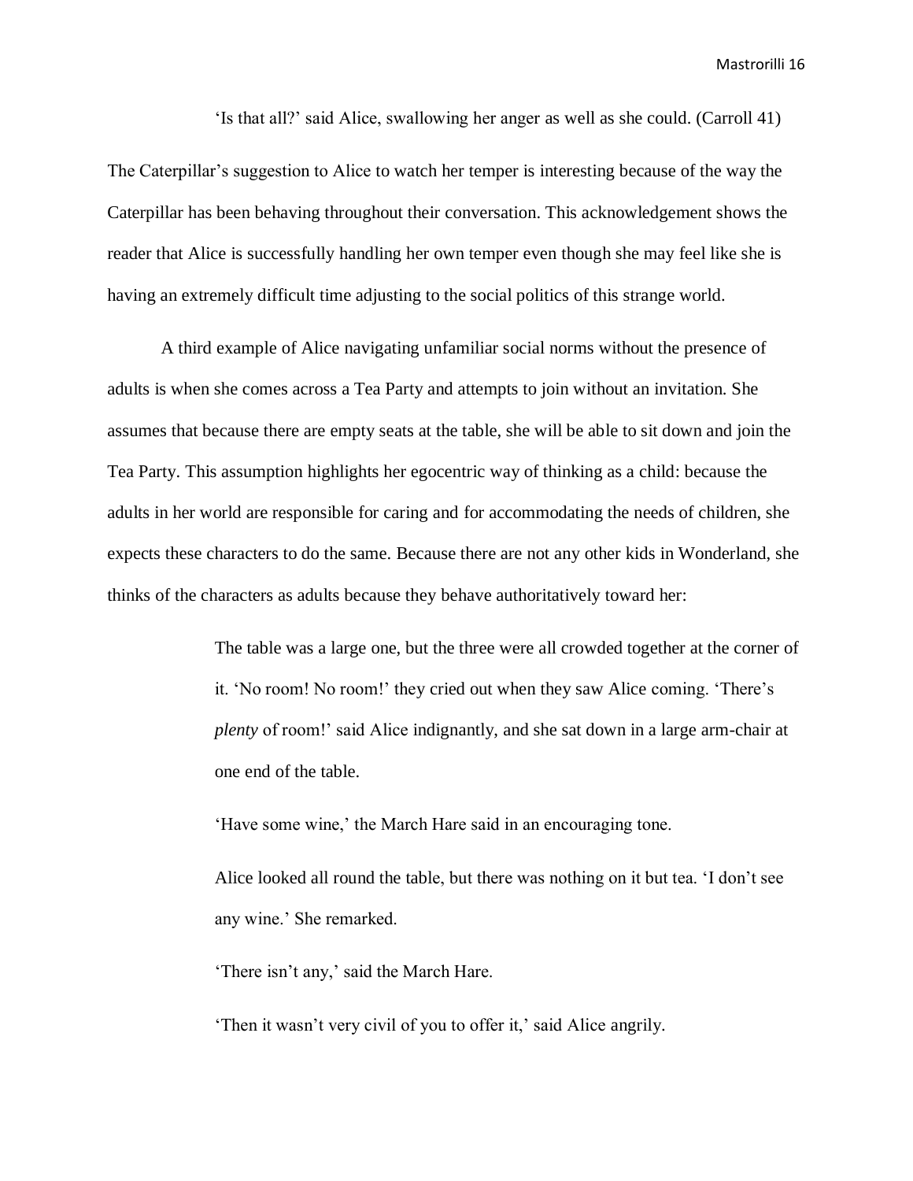> 'Is that all?' said Alice, swallowing her anger as well as she could. (Carroll 41)

The Caterpillar's suggestion to Alice to watch her temper is interesting because of the way the Caterpillar has been behaving throughout their conversation. This acknowledgement shows the reader that Alice is successfully handling her own temper even though she may feel like she is having an extremely difficult time adjusting to the social politics of this strange world.

A third example of Alice navigating unfamiliar social norms without the presence of adults is when she comes across a Tea Party and attempts to join without an invitation. She assumes that because there are empty seats at the table, she will be able to sit down and join the Tea Party. This assumption highlights her egocentric way of thinking as a child: because the adults in her world are responsible for caring and for accommodating the needs of children, she expects these characters to do the same. Because there are not any other kids in Wonderland, she thinks of the characters as adults because they behave authoritatively toward her:

> The table was a large one, but the three were all crowded together at the corner of it. 'No room! No room!' they cried out when they saw Alice coming. 'There's *plenty* of room!' said Alice indignantly, and she sat down in a large arm-chair at one end of the table.
>
> 'Have some wine,' the March Hare said in an encouraging tone.
>
> Alice looked all round the table, but there was nothing on it but tea. 'I don't see any wine.' She remarked.
>
> 'There isn't any,' said the March Hare.
>
> 'Then it wasn't very civil of you to offer it,' said Alice angrily.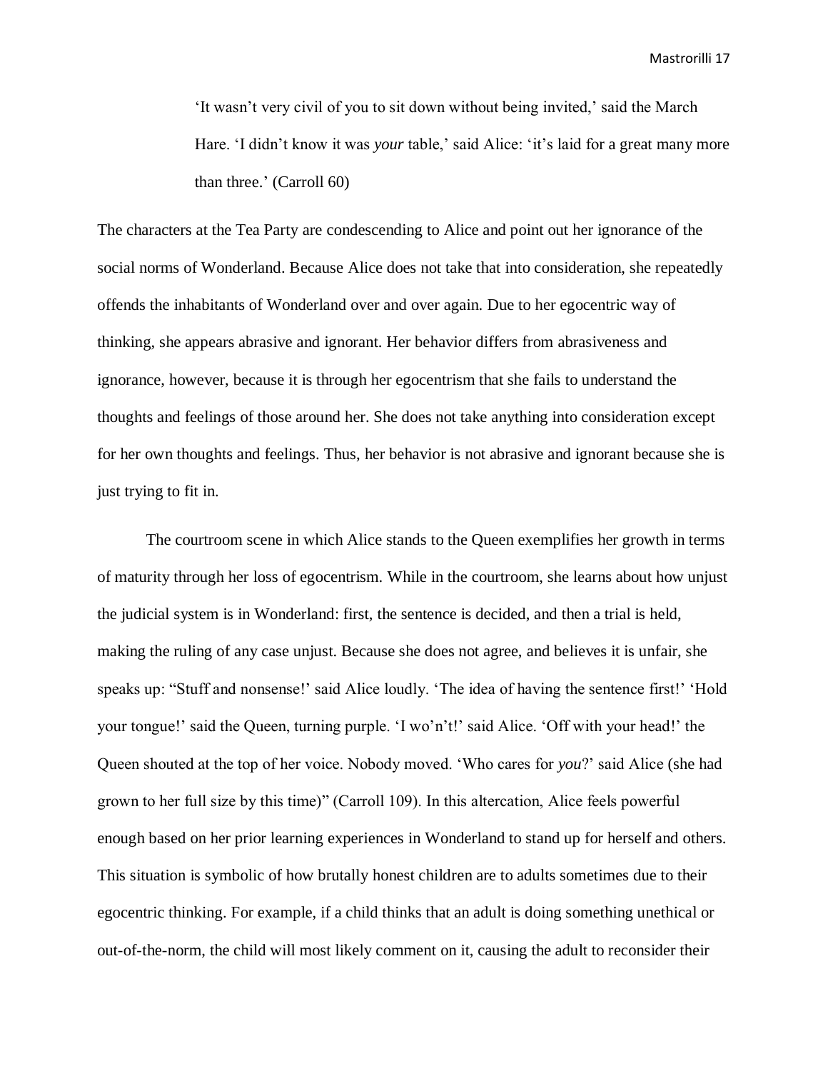> 'It wasn't very civil of you to sit down without being invited,' said the March Hare. 'I didn't know it was *your* table,' said Alice: 'it's laid for a great many more than three.' (Carroll 60)

The characters at the Tea Party are condescending to Alice and point out her ignorance of the social norms of Wonderland. Because Alice does not take that into consideration, she repeatedly offends the inhabitants of Wonderland over and over again. Due to her egocentric way of thinking, she appears abrasive and ignorant. Her behavior differs from abrasiveness and ignorance, however, because it is through her egocentrism that she fails to understand the thoughts and feelings of those around her. She does not take anything into consideration except for her own thoughts and feelings. Thus, her behavior is not abrasive and ignorant because she is just trying to fit in.

The courtroom scene in which Alice stands to the Queen exemplifies her growth in terms of maturity through her loss of egocentrism. While in the courtroom, she learns about how unjust the judicial system is in Wonderland: first, the sentence is decided, and then a trial is held, making the ruling of any case unjust. Because she does not agree, and believes it is unfair, she speaks up: "Stuff and nonsense!' said Alice loudly. 'The idea of having the sentence first!' 'Hold your tongue!' said the Queen, turning purple. 'I wo'n't!' said Alice. 'Off with your head!' the Queen shouted at the top of her voice. Nobody moved. 'Who cares for *you*?' said Alice (she had grown to her full size by this time)" (Carroll 109). In this altercation, Alice feels powerful enough based on her prior learning experiences in Wonderland to stand up for herself and others. This situation is symbolic of how brutally honest children are to adults sometimes due to their egocentric thinking. For example, if a child thinks that an adult is doing something unethical or out-of-the-norm, the child will most likely comment on it, causing the adult to reconsider their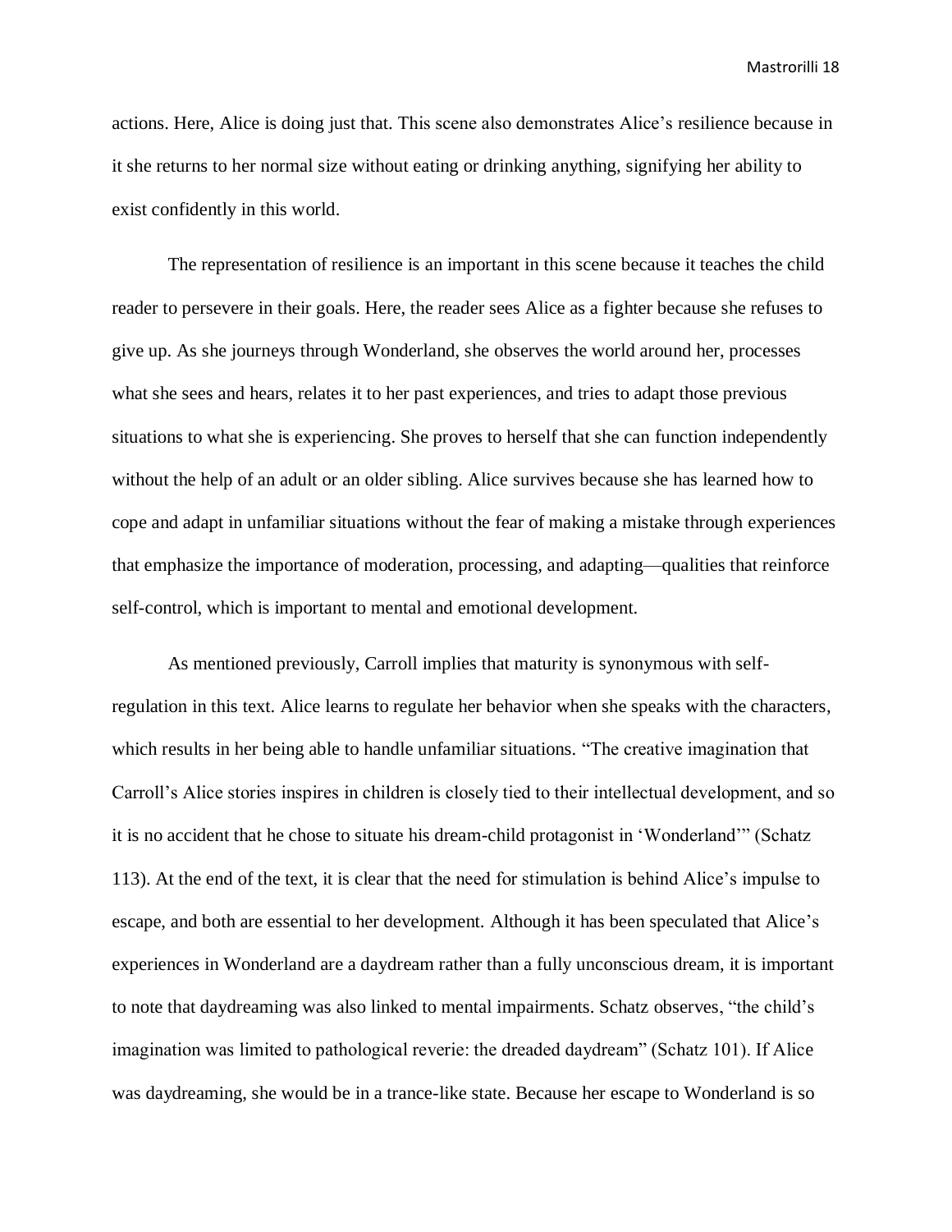actions. Here, Alice is doing just that. This scene also demonstrates Alice's resilience because in it she returns to her normal size without eating or drinking anything, signifying her ability to exist confidently in this world.

The representation of resilience is an important in this scene because it teaches the child reader to persevere in their goals. Here, the reader sees Alice as a fighter because she refuses to give up. As she journeys through Wonderland, she observes the world around her, processes what she sees and hears, relates it to her past experiences, and tries to adapt those previous situations to what she is experiencing. She proves to herself that she can function independently without the help of an adult or an older sibling. Alice survives because she has learned how to cope and adapt in unfamiliar situations without the fear of making a mistake through experiences that emphasize the importance of moderation, processing, and adapting—qualities that reinforce self-control, which is important to mental and emotional development.

As mentioned previously, Carroll implies that maturity is synonymous with self-regulation in this text. Alice learns to regulate her behavior when she speaks with the characters, which results in her being able to handle unfamiliar situations. "The creative imagination that Carroll's Alice stories inspires in children is closely tied to their intellectual development, and so it is no accident that he chose to situate his dream-child protagonist in 'Wonderland'" (Schatz 113). At the end of the text, it is clear that the need for stimulation is behind Alice's impulse to escape, and both are essential to her development. Although it has been speculated that Alice's experiences in Wonderland are a daydream rather than a fully unconscious dream, it is important to note that daydreaming was also linked to mental impairments. Schatz observes, "the child's imagination was limited to pathological reverie: the dreaded daydream" (Schatz 101). If Alice was daydreaming, she would be in a trance-like state. Because her escape to Wonderland is so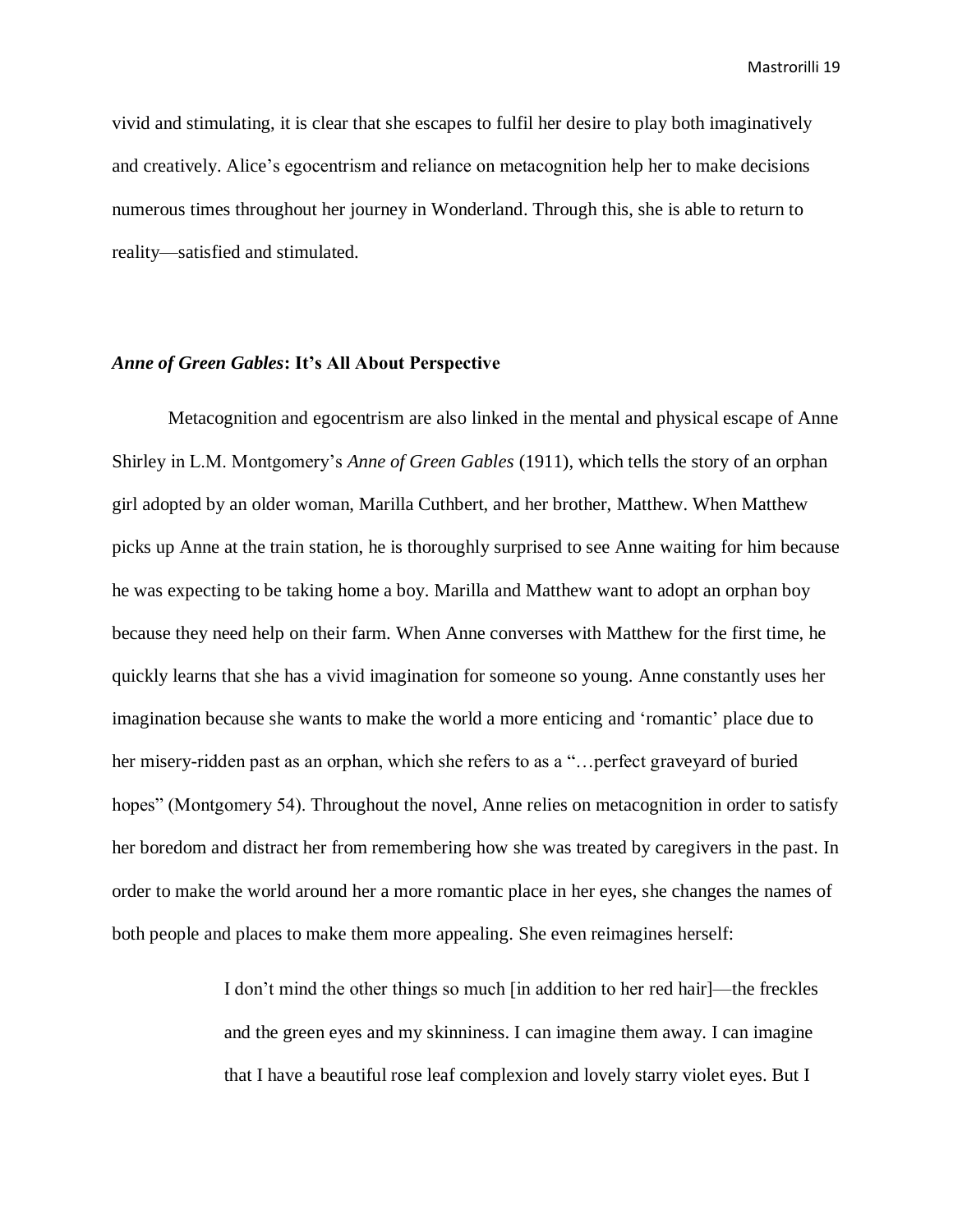vivid and stimulating, it is clear that she escapes to fulfil her desire to play both imaginatively and creatively. Alice's egocentrism and reliance on metacognition help her to make decisions numerous times throughout her journey in Wonderland. Through this, she is able to return to reality—satisfied and stimulated.

## *Anne of Green Gables*: It's All About Perspective

Metacognition and egocentrism are also linked in the mental and physical escape of Anne Shirley in L.M. Montgomery's *Anne of Green Gables* (1911), which tells the story of an orphan girl adopted by an older woman, Marilla Cuthbert, and her brother, Matthew. When Matthew picks up Anne at the train station, he is thoroughly surprised to see Anne waiting for him because he was expecting to be taking home a boy. Marilla and Matthew want to adopt an orphan boy because they need help on their farm. When Anne converses with Matthew for the first time, he quickly learns that she has a vivid imagination for someone so young. Anne constantly uses her imagination because she wants to make the world a more enticing and 'romantic' place due to her misery-ridden past as an orphan, which she refers to as a "…perfect graveyard of buried hopes" (Montgomery 54). Throughout the novel, Anne relies on metacognition in order to satisfy her boredom and distract her from remembering how she was treated by caregivers in the past. In order to make the world around her a more romantic place in her eyes, she changes the names of both people and places to make them more appealing. She even reimagines herself:

> I don't mind the other things so much [in addition to her red hair]—the freckles and the green eyes and my skinniness. I can imagine them away. I can imagine that I have a beautiful rose leaf complexion and lovely starry violet eyes. But I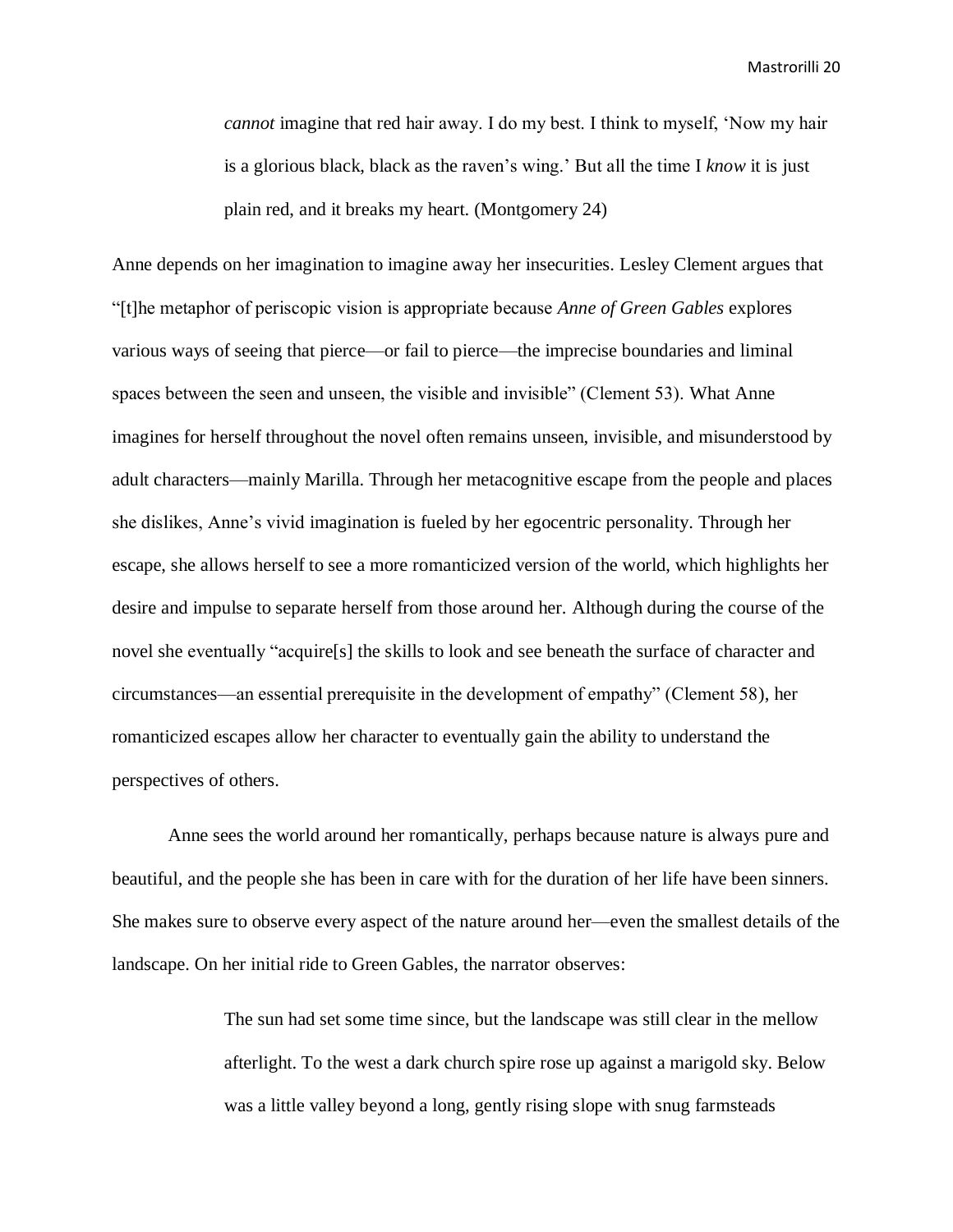> *cannot* imagine that red hair away. I do my best. I think to myself, 'Now my hair is a glorious black, black as the raven's wing.' But all the time I *know* it is just plain red, and it breaks my heart. (Montgomery 24)

Anne depends on her imagination to imagine away her insecurities. Lesley Clement argues that "[t]he metaphor of periscopic vision is appropriate because *Anne of Green Gables* explores various ways of seeing that pierce—or fail to pierce—the imprecise boundaries and liminal spaces between the seen and unseen, the visible and invisible" (Clement 53). What Anne imagines for herself throughout the novel often remains unseen, invisible, and misunderstood by adult characters—mainly Marilla. Through her metacognitive escape from the people and places she dislikes, Anne's vivid imagination is fueled by her egocentric personality. Through her escape, she allows herself to see a more romanticized version of the world, which highlights her desire and impulse to separate herself from those around her. Although during the course of the novel she eventually "acquire[s] the skills to look and see beneath the surface of character and circumstances—an essential prerequisite in the development of empathy" (Clement 58), her romanticized escapes allow her character to eventually gain the ability to understand the perspectives of others.

Anne sees the world around her romantically, perhaps because nature is always pure and beautiful, and the people she has been in care with for the duration of her life have been sinners. She makes sure to observe every aspect of the nature around her—even the smallest details of the landscape. On her initial ride to Green Gables, the narrator observes:

> The sun had set some time since, but the landscape was still clear in the mellow afterlight. To the west a dark church spire rose up against a marigold sky. Below was a little valley beyond a long, gently rising slope with snug farmsteads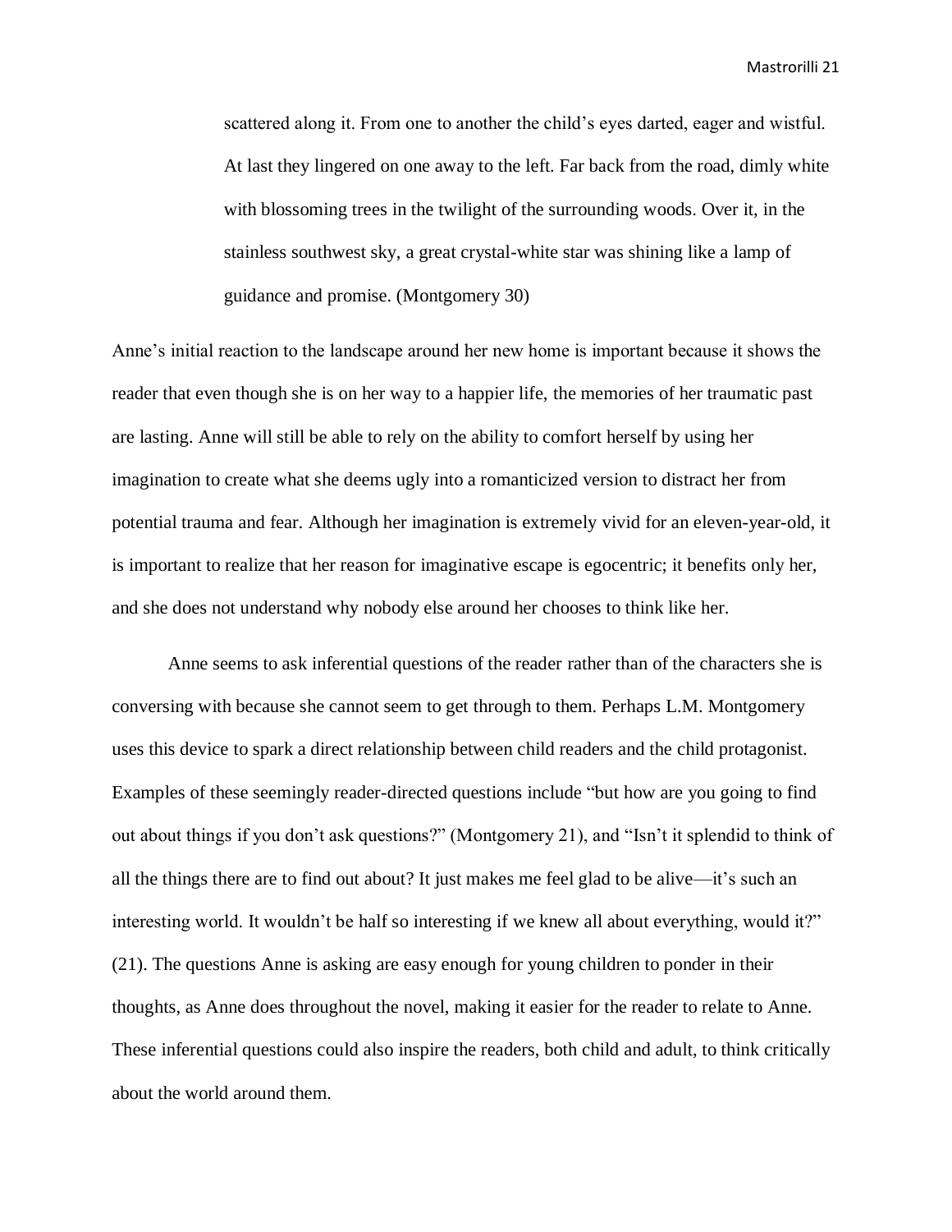> scattered along it. From one to another the child's eyes darted, eager and wistful. At last they lingered on one away to the left. Far back from the road, dimly white with blossoming trees in the twilight of the surrounding woods. Over it, in the stainless southwest sky, a great crystal-white star was shining like a lamp of guidance and promise. (Montgomery 30)

Anne's initial reaction to the landscape around her new home is important because it shows the reader that even though she is on her way to a happier life, the memories of her traumatic past are lasting. Anne will still be able to rely on the ability to comfort herself by using her imagination to create what she deems ugly into a romanticized version to distract her from potential trauma and fear. Although her imagination is extremely vivid for an eleven-year-old, it is important to realize that her reason for imaginative escape is egocentric; it benefits only her, and she does not understand why nobody else around her chooses to think like her.

Anne seems to ask inferential questions of the reader rather than of the characters she is conversing with because she cannot seem to get through to them. Perhaps L.M. Montgomery uses this device to spark a direct relationship between child readers and the child protagonist. Examples of these seemingly reader-directed questions include "but how are you going to find out about things if you don't ask questions?" (Montgomery 21), and "Isn't it splendid to think of all the things there are to find out about? It just makes me feel glad to be alive—it's such an interesting world. It wouldn't be half so interesting if we knew all about everything, would it?" (21). The questions Anne is asking are easy enough for young children to ponder in their thoughts, as Anne does throughout the novel, making it easier for the reader to relate to Anne. These inferential questions could also inspire the readers, both child and adult, to think critically about the world around them.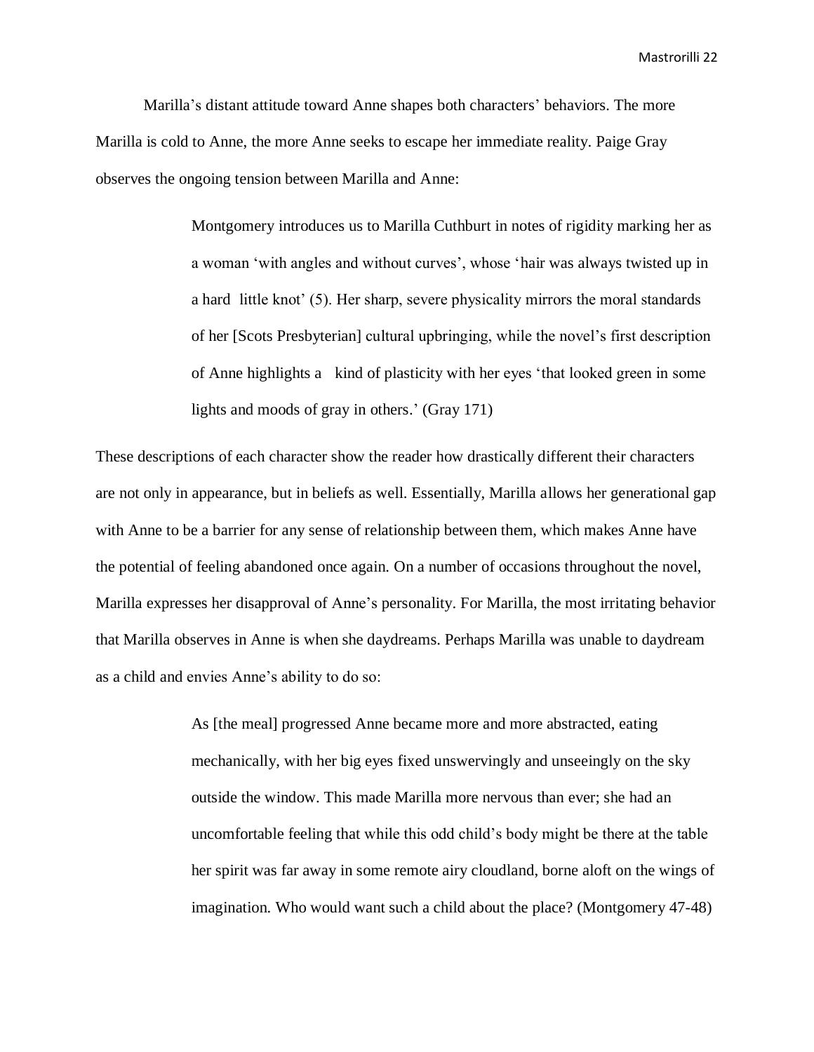Marilla's distant attitude toward Anne shapes both characters' behaviors. The more Marilla is cold to Anne, the more Anne seeks to escape her immediate reality. Paige Gray observes the ongoing tension between Marilla and Anne:

> Montgomery introduces us to Marilla Cuthburt in notes of rigidity marking her as a woman 'with angles and without curves', whose 'hair was always twisted up in a hard little knot' (5). Her sharp, severe physicality mirrors the moral standards of her [Scots Presbyterian] cultural upbringing, while the novel's first description of Anne highlights a kind of plasticity with her eyes 'that looked green in some lights and moods of gray in others.' (Gray 171)

These descriptions of each character show the reader how drastically different their characters are not only in appearance, but in beliefs as well. Essentially, Marilla allows her generational gap with Anne to be a barrier for any sense of relationship between them, which makes Anne have the potential of feeling abandoned once again. On a number of occasions throughout the novel, Marilla expresses her disapproval of Anne's personality. For Marilla, the most irritating behavior that Marilla observes in Anne is when she daydreams. Perhaps Marilla was unable to daydream as a child and envies Anne's ability to do so:

> As [the meal] progressed Anne became more and more abstracted, eating mechanically, with her big eyes fixed unswervingly and unseeingly on the sky outside the window. This made Marilla more nervous than ever; she had an uncomfortable feeling that while this odd child's body might be there at the table her spirit was far away in some remote airy cloudland, borne aloft on the wings of imagination. Who would want such a child about the place? (Montgomery 47-48)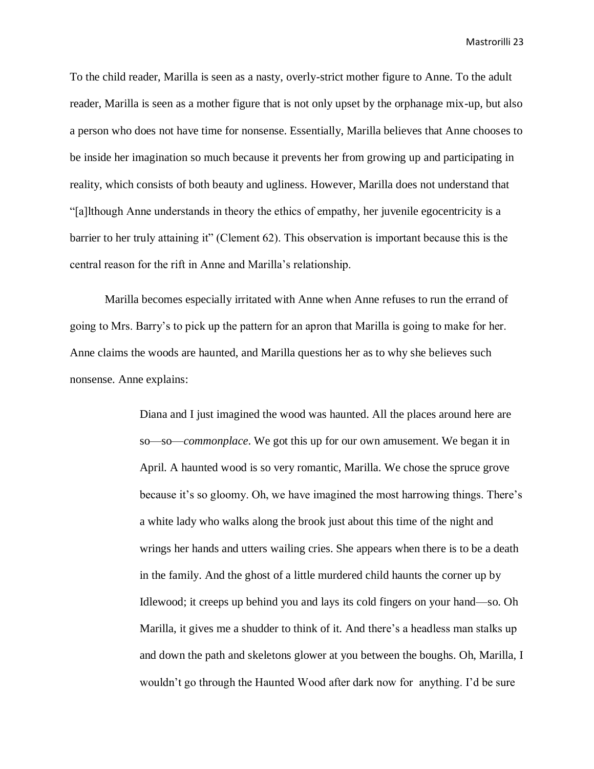To the child reader, Marilla is seen as a nasty, overly-strict mother figure to Anne. To the adult reader, Marilla is seen as a mother figure that is not only upset by the orphanage mix-up, but also a person who does not have time for nonsense. Essentially, Marilla believes that Anne chooses to be inside her imagination so much because it prevents her from growing up and participating in reality, which consists of both beauty and ugliness. However, Marilla does not understand that "[a]lthough Anne understands in theory the ethics of empathy, her juvenile egocentricity is a barrier to her truly attaining it" (Clement 62). This observation is important because this is the central reason for the rift in Anne and Marilla's relationship.

Marilla becomes especially irritated with Anne when Anne refuses to run the errand of going to Mrs. Barry's to pick up the pattern for an apron that Marilla is going to make for her. Anne claims the woods are haunted, and Marilla questions her as to why she believes such nonsense. Anne explains:

> Diana and I just imagined the wood was haunted. All the places around here are so—so—*commonplace*. We got this up for our own amusement. We began it in April. A haunted wood is so very romantic, Marilla. We chose the spruce grove because it's so gloomy. Oh, we have imagined the most harrowing things. There's a white lady who walks along the brook just about this time of the night and wrings her hands and utters wailing cries. She appears when there is to be a death in the family. And the ghost of a little murdered child haunts the corner up by Idlewood; it creeps up behind you and lays its cold fingers on your hand—so. Oh Marilla, it gives me a shudder to think of it. And there's a headless man stalks up and down the path and skeletons glower at you between the boughs. Oh, Marilla, I wouldn't go through the Haunted Wood after dark now for anything. I'd be sure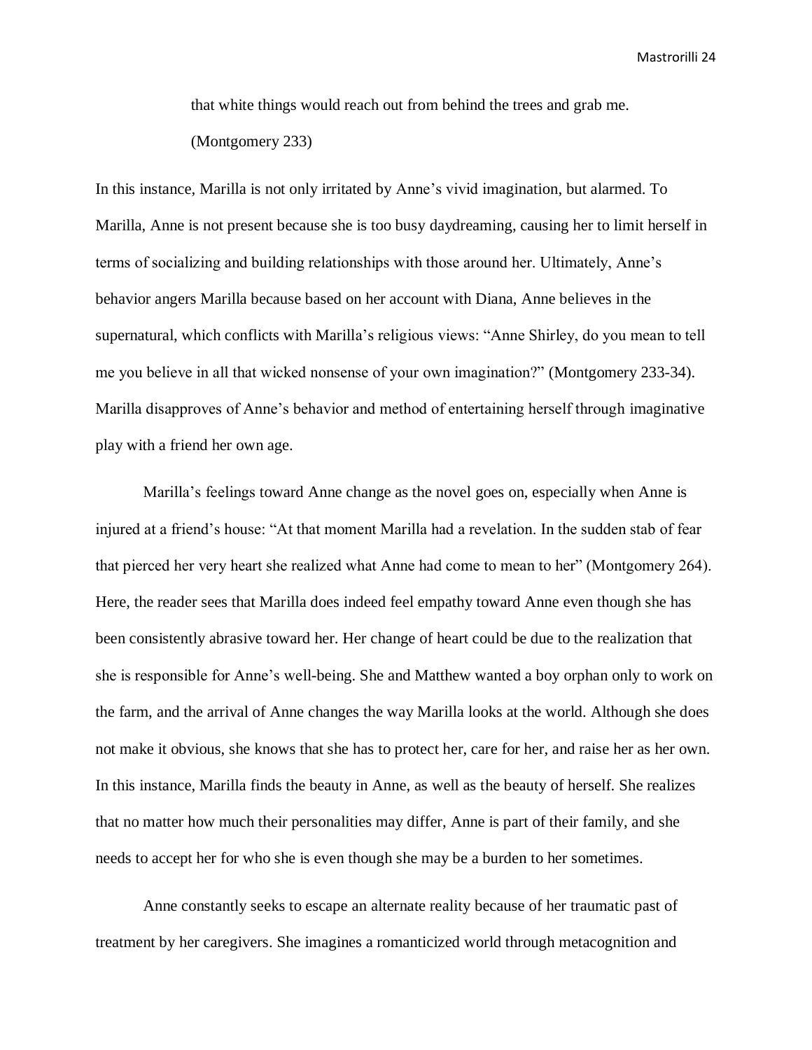> that white things would reach out from behind the trees and grab me. (Montgomery 233)

In this instance, Marilla is not only irritated by Anne's vivid imagination, but alarmed. To Marilla, Anne is not present because she is too busy daydreaming, causing her to limit herself in terms of socializing and building relationships with those around her. Ultimately, Anne's behavior angers Marilla because based on her account with Diana, Anne believes in the supernatural, which conflicts with Marilla's religious views: "Anne Shirley, do you mean to tell me you believe in all that wicked nonsense of your own imagination?" (Montgomery 233-34). Marilla disapproves of Anne's behavior and method of entertaining herself through imaginative play with a friend her own age.

Marilla's feelings toward Anne change as the novel goes on, especially when Anne is injured at a friend's house: "At that moment Marilla had a revelation. In the sudden stab of fear that pierced her very heart she realized what Anne had come to mean to her" (Montgomery 264). Here, the reader sees that Marilla does indeed feel empathy toward Anne even though she has been consistently abrasive toward her. Her change of heart could be due to the realization that she is responsible for Anne's well-being. She and Matthew wanted a boy orphan only to work on the farm, and the arrival of Anne changes the way Marilla looks at the world. Although she does not make it obvious, she knows that she has to protect her, care for her, and raise her as her own. In this instance, Marilla finds the beauty in Anne, as well as the beauty of herself. She realizes that no matter how much their personalities may differ, Anne is part of their family, and she needs to accept her for who she is even though she may be a burden to her sometimes.

Anne constantly seeks to escape an alternate reality because of her traumatic past of treatment by her caregivers. She imagines a romanticized world through metacognition and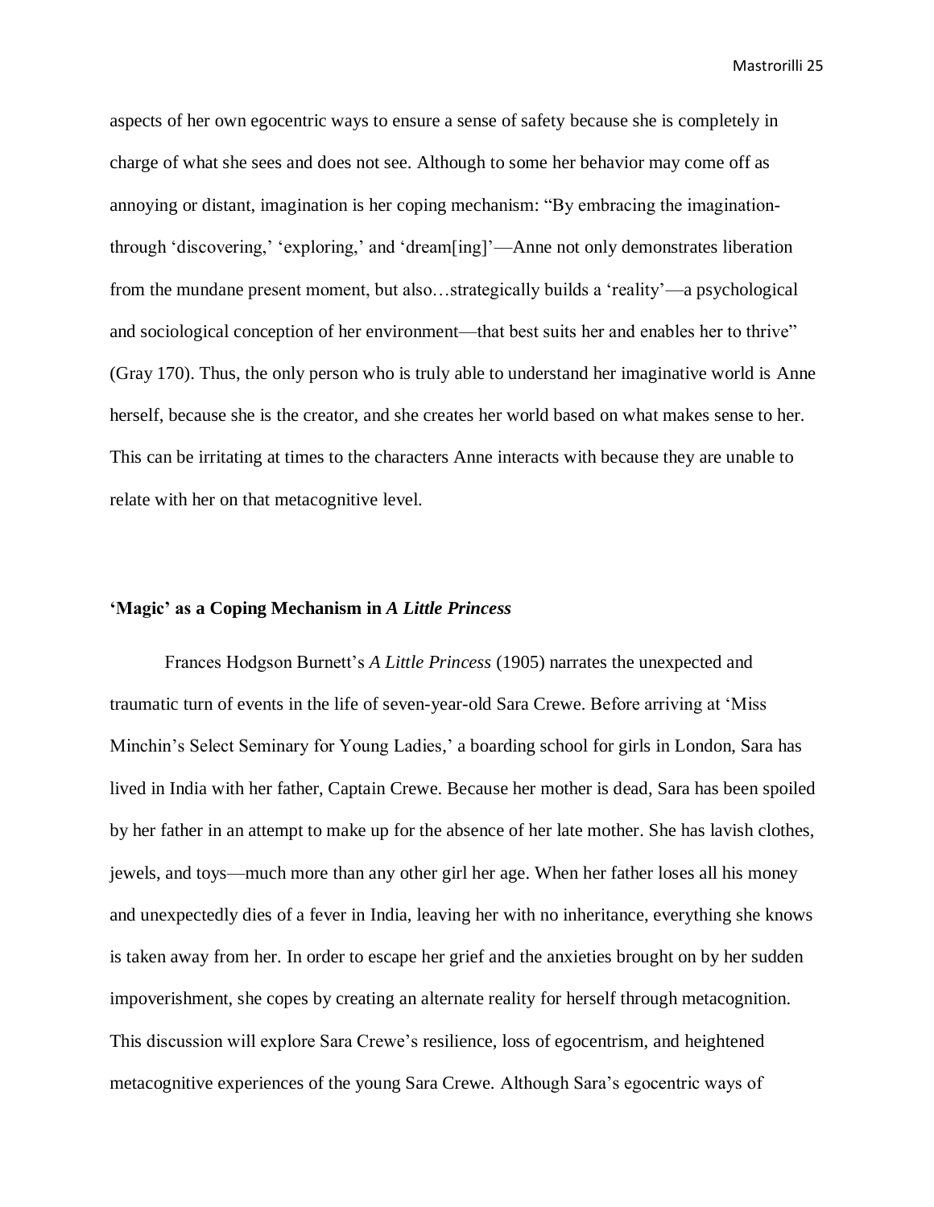aspects of her own egocentric ways to ensure a sense of safety because she is completely in charge of what she sees and does not see. Although to some her behavior may come off as annoying or distant, imagination is her coping mechanism: "By embracing the imagination-through 'discovering,' 'exploring,' and 'dream[ing]'—Anne not only demonstrates liberation from the mundane present moment, but also…strategically builds a 'reality'—a psychological and sociological conception of her environment—that best suits her and enables her to thrive" (Gray 170). Thus, the only person who is truly able to understand her imaginative world is Anne herself, because she is the creator, and she creates her world based on what makes sense to her. This can be irritating at times to the characters Anne interacts with because they are unable to relate with her on that metacognitive level.

### 'Magic' as a Coping Mechanism in *A Little Princess*

Frances Hodgson Burnett's *A Little Princess* (1905) narrates the unexpected and traumatic turn of events in the life of seven-year-old Sara Crewe. Before arriving at 'Miss Minchin's Select Seminary for Young Ladies,' a boarding school for girls in London, Sara has lived in India with her father, Captain Crewe. Because her mother is dead, Sara has been spoiled by her father in an attempt to make up for the absence of her late mother. She has lavish clothes, jewels, and toys—much more than any other girl her age. When her father loses all his money and unexpectedly dies of a fever in India, leaving her with no inheritance, everything she knows is taken away from her. In order to escape her grief and the anxieties brought on by her sudden impoverishment, she copes by creating an alternate reality for herself through metacognition. This discussion will explore Sara Crewe's resilience, loss of egocentrism, and heightened metacognitive experiences of the young Sara Crewe. Although Sara's egocentric ways of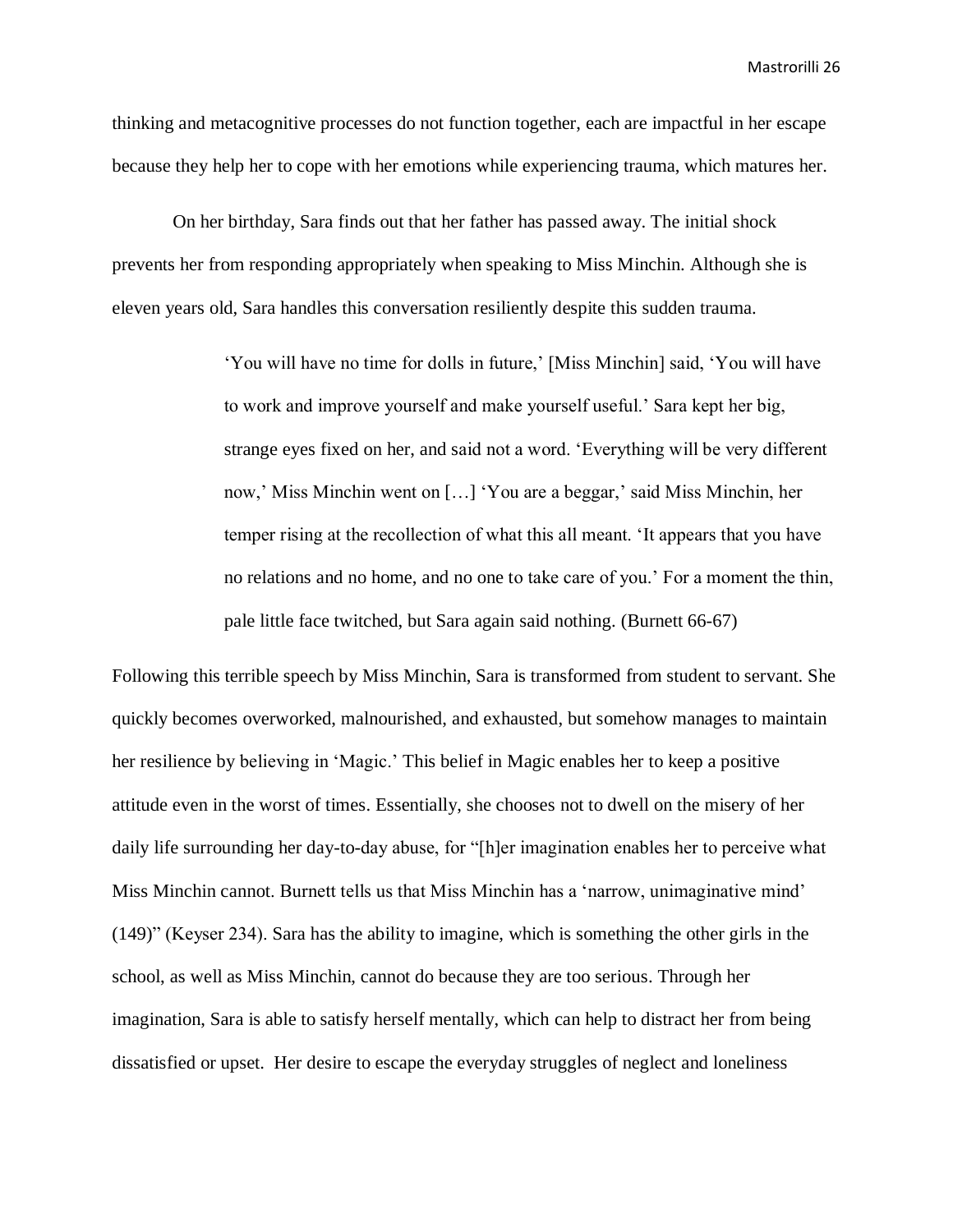thinking and metacognitive processes do not function together, each are impactful in her escape because they help her to cope with her emotions while experiencing trauma, which matures her.

On her birthday, Sara finds out that her father has passed away. The initial shock prevents her from responding appropriately when speaking to Miss Minchin. Although she is eleven years old, Sara handles this conversation resiliently despite this sudden trauma.

> 'You will have no time for dolls in future,' [Miss Minchin] said, 'You will have to work and improve yourself and make yourself useful.' Sara kept her big, strange eyes fixed on her, and said not a word. 'Everything will be very different now,' Miss Minchin went on […] 'You are a beggar,' said Miss Minchin, her temper rising at the recollection of what this all meant. 'It appears that you have no relations and no home, and no one to take care of you.' For a moment the thin, pale little face twitched, but Sara again said nothing. (Burnett 66-67)

Following this terrible speech by Miss Minchin, Sara is transformed from student to servant. She quickly becomes overworked, malnourished, and exhausted, but somehow manages to maintain her resilience by believing in 'Magic.' This belief in Magic enables her to keep a positive attitude even in the worst of times. Essentially, she chooses not to dwell on the misery of her daily life surrounding her day-to-day abuse, for "[h]er imagination enables her to perceive what Miss Minchin cannot. Burnett tells us that Miss Minchin has a 'narrow, unimaginative mind' (149)" (Keyser 234). Sara has the ability to imagine, which is something the other girls in the school, as well as Miss Minchin, cannot do because they are too serious. Through her imagination, Sara is able to satisfy herself mentally, which can help to distract her from being dissatisfied or upset. Her desire to escape the everyday struggles of neglect and loneliness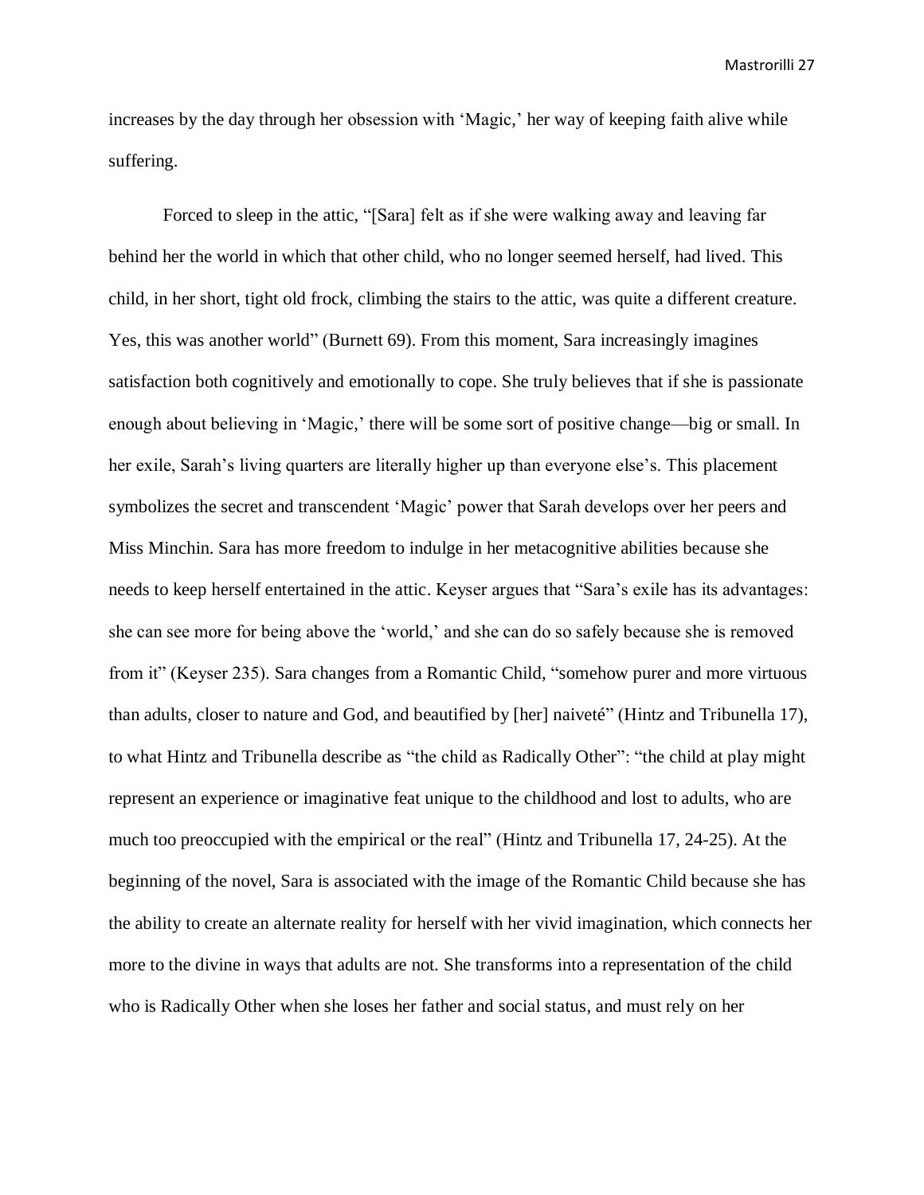increases by the day through her obsession with 'Magic,' her way of keeping faith alive while suffering.

Forced to sleep in the attic, "[Sara] felt as if she were walking away and leaving far behind her the world in which that other child, who no longer seemed herself, had lived. This child, in her short, tight old frock, climbing the stairs to the attic, was quite a different creature. Yes, this was another world" (Burnett 69). From this moment, Sara increasingly imagines satisfaction both cognitively and emotionally to cope. She truly believes that if she is passionate enough about believing in 'Magic,' there will be some sort of positive change—big or small. In her exile, Sarah's living quarters are literally higher up than everyone else's. This placement symbolizes the secret and transcendent 'Magic' power that Sarah develops over her peers and Miss Minchin. Sara has more freedom to indulge in her metacognitive abilities because she needs to keep herself entertained in the attic. Keyser argues that "Sara's exile has its advantages: she can see more for being above the 'world,' and she can do so safely because she is removed from it" (Keyser 235). Sara changes from a Romantic Child, "somehow purer and more virtuous than adults, closer to nature and God, and beautified by [her] naiveté" (Hintz and Tribunella 17), to what Hintz and Tribunella describe as "the child as Radically Other": "the child at play might represent an experience or imaginative feat unique to the childhood and lost to adults, who are much too preoccupied with the empirical or the real" (Hintz and Tribunella 17, 24-25). At the beginning of the novel, Sara is associated with the image of the Romantic Child because she has the ability to create an alternate reality for herself with her vivid imagination, which connects her more to the divine in ways that adults are not. She transforms into a representation of the child who is Radically Other when she loses her father and social status, and must rely on her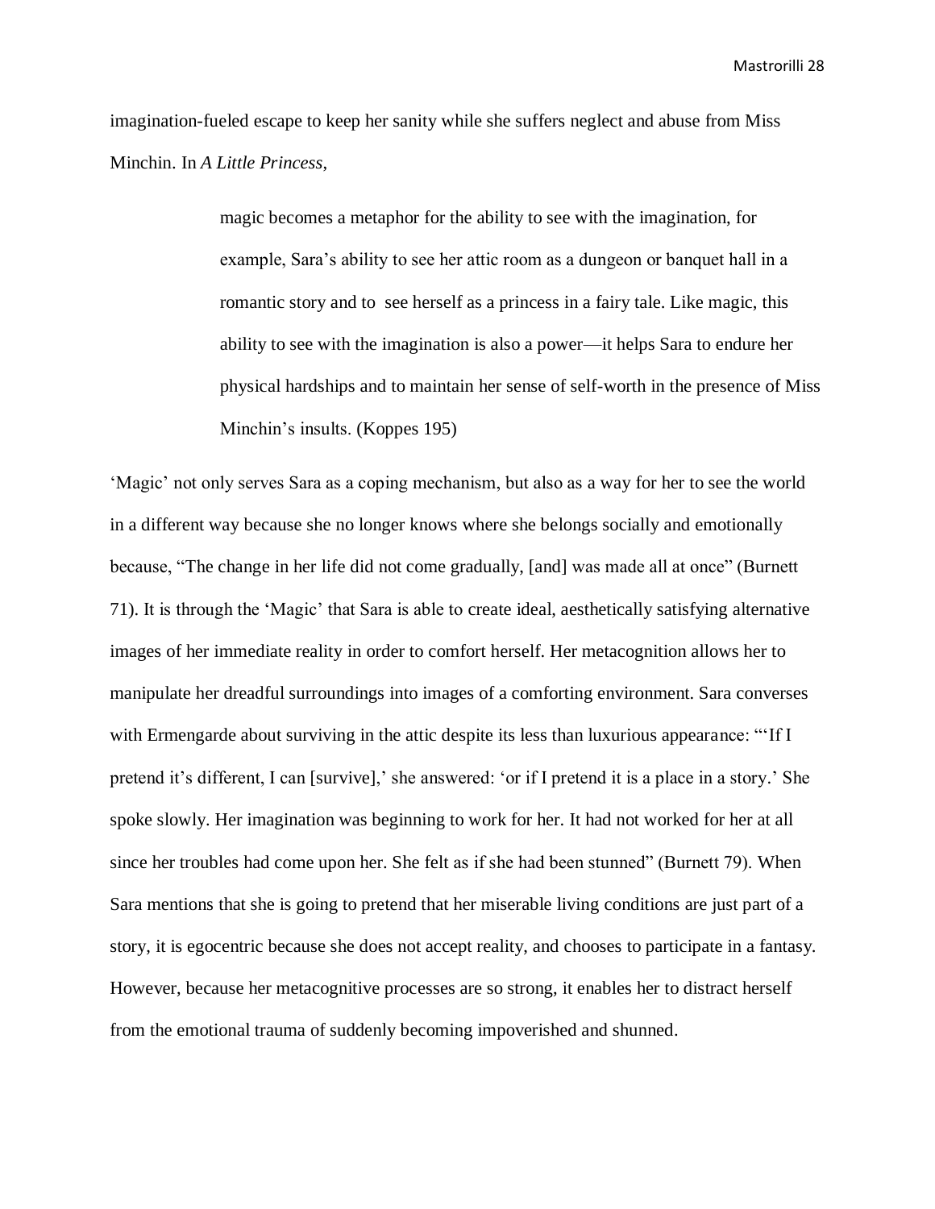imagination-fueled escape to keep her sanity while she suffers neglect and abuse from Miss Minchin. In *A Little Princess*,

> magic becomes a metaphor for the ability to see with the imagination, for example, Sara's ability to see her attic room as a dungeon or banquet hall in a romantic story and to see herself as a princess in a fairy tale. Like magic, this ability to see with the imagination is also a power—it helps Sara to endure her physical hardships and to maintain her sense of self-worth in the presence of Miss Minchin's insults. (Koppes 195)

'Magic' not only serves Sara as a coping mechanism, but also as a way for her to see the world in a different way because she no longer knows where she belongs socially and emotionally because, "The change in her life did not come gradually, [and] was made all at once" (Burnett 71). It is through the 'Magic' that Sara is able to create ideal, aesthetically satisfying alternative images of her immediate reality in order to comfort herself. Her metacognition allows her to manipulate her dreadful surroundings into images of a comforting environment. Sara converses with Ermengarde about surviving in the attic despite its less than luxurious appearance: "'If I pretend it's different, I can [survive],' she answered: 'or if I pretend it is a place in a story.' She spoke slowly. Her imagination was beginning to work for her. It had not worked for her at all since her troubles had come upon her. She felt as if she had been stunned" (Burnett 79). When Sara mentions that she is going to pretend that her miserable living conditions are just part of a story, it is egocentric because she does not accept reality, and chooses to participate in a fantasy. However, because her metacognitive processes are so strong, it enables her to distract herself from the emotional trauma of suddenly becoming impoverished and shunned.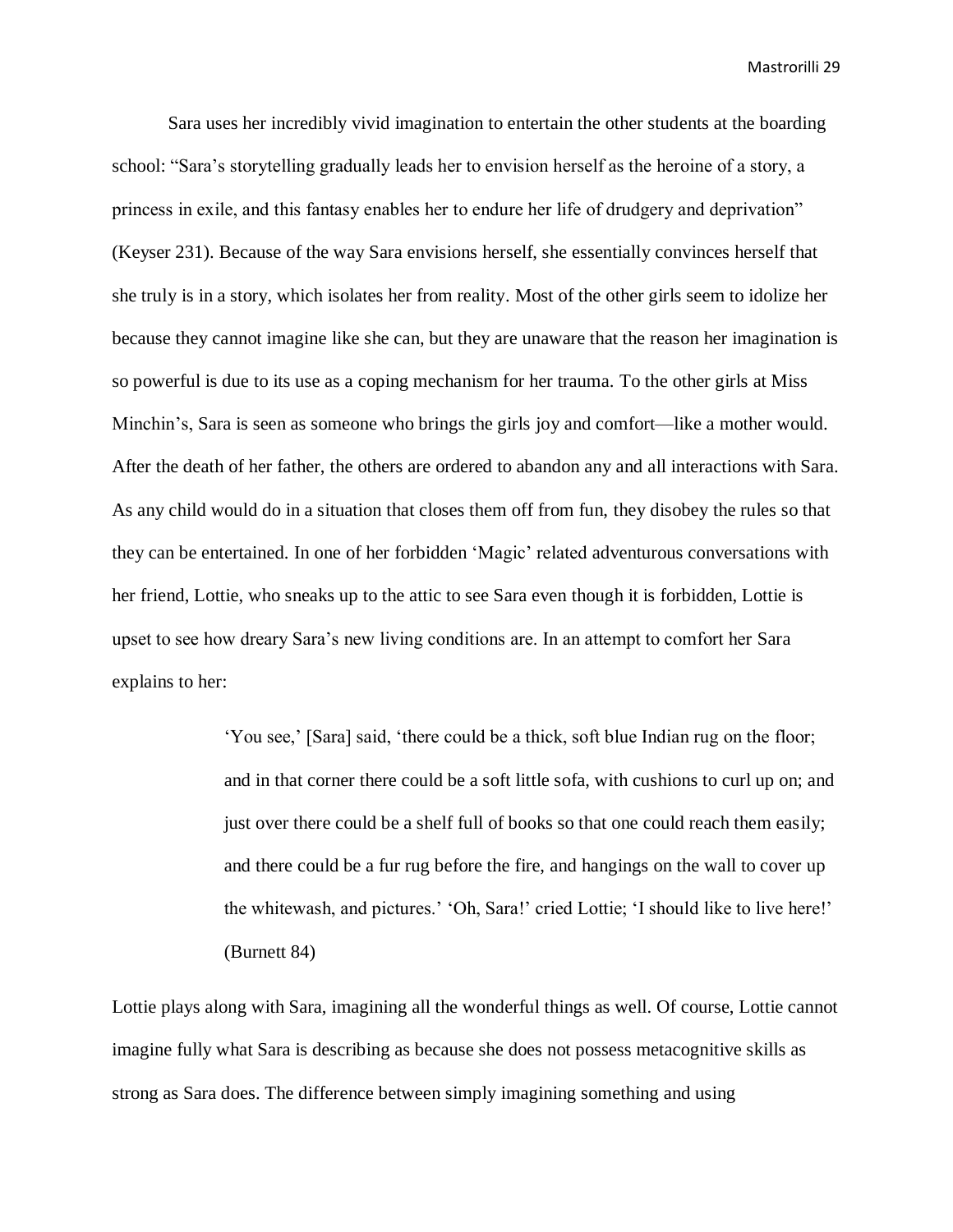Sara uses her incredibly vivid imagination to entertain the other students at the boarding school: "Sara's storytelling gradually leads her to envision herself as the heroine of a story, a princess in exile, and this fantasy enables her to endure her life of drudgery and deprivation" (Keyser 231). Because of the way Sara envisions herself, she essentially convinces herself that she truly is in a story, which isolates her from reality. Most of the other girls seem to idolize her because they cannot imagine like she can, but they are unaware that the reason her imagination is so powerful is due to its use as a coping mechanism for her trauma. To the other girls at Miss Minchin's, Sara is seen as someone who brings the girls joy and comfort—like a mother would. After the death of her father, the others are ordered to abandon any and all interactions with Sara. As any child would do in a situation that closes them off from fun, they disobey the rules so that they can be entertained. In one of her forbidden 'Magic' related adventurous conversations with her friend, Lottie, who sneaks up to the attic to see Sara even though it is forbidden, Lottie is upset to see how dreary Sara's new living conditions are. In an attempt to comfort her Sara explains to her:

> 'You see,' [Sara] said, 'there could be a thick, soft blue Indian rug on the floor; and in that corner there could be a soft little sofa, with cushions to curl up on; and just over there could be a shelf full of books so that one could reach them easily; and there could be a fur rug before the fire, and hangings on the wall to cover up the whitewash, and pictures.' 'Oh, Sara!' cried Lottie; 'I should like to live here!' (Burnett 84)

Lottie plays along with Sara, imagining all the wonderful things as well. Of course, Lottie cannot imagine fully what Sara is describing as because she does not possess metacognitive skills as strong as Sara does. The difference between simply imagining something and using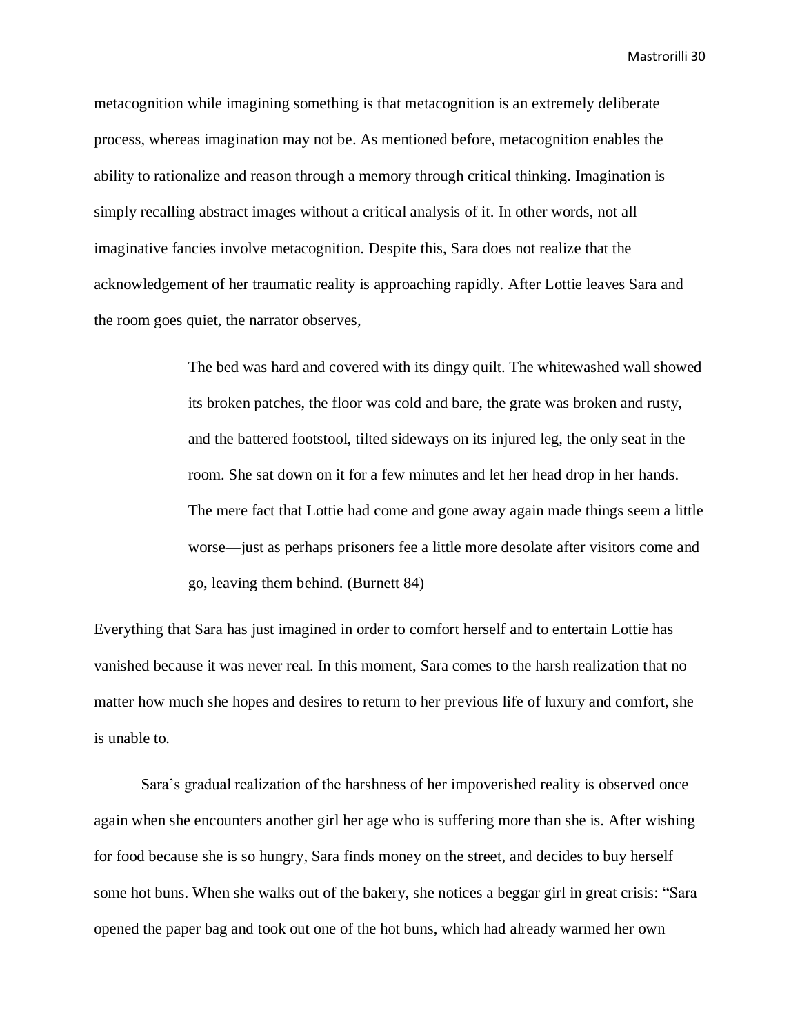metacognition while imagining something is that metacognition is an extremely deliberate process, whereas imagination may not be. As mentioned before, metacognition enables the ability to rationalize and reason through a memory through critical thinking. Imagination is simply recalling abstract images without a critical analysis of it. In other words, not all imaginative fancies involve metacognition. Despite this, Sara does not realize that the acknowledgement of her traumatic reality is approaching rapidly. After Lottie leaves Sara and the room goes quiet, the narrator observes,

> The bed was hard and covered with its dingy quilt. The whitewashed wall showed its broken patches, the floor was cold and bare, the grate was broken and rusty, and the battered footstool, tilted sideways on its injured leg, the only seat in the room. She sat down on it for a few minutes and let her head drop in her hands. The mere fact that Lottie had come and gone away again made things seem a little worse—just as perhaps prisoners fee a little more desolate after visitors come and go, leaving them behind. (Burnett 84)

Everything that Sara has just imagined in order to comfort herself and to entertain Lottie has vanished because it was never real. In this moment, Sara comes to the harsh realization that no matter how much she hopes and desires to return to her previous life of luxury and comfort, she is unable to.

Sara's gradual realization of the harshness of her impoverished reality is observed once again when she encounters another girl her age who is suffering more than she is. After wishing for food because she is so hungry, Sara finds money on the street, and decides to buy herself some hot buns. When she walks out of the bakery, she notices a beggar girl in great crisis: "Sara opened the paper bag and took out one of the hot buns, which had already warmed her own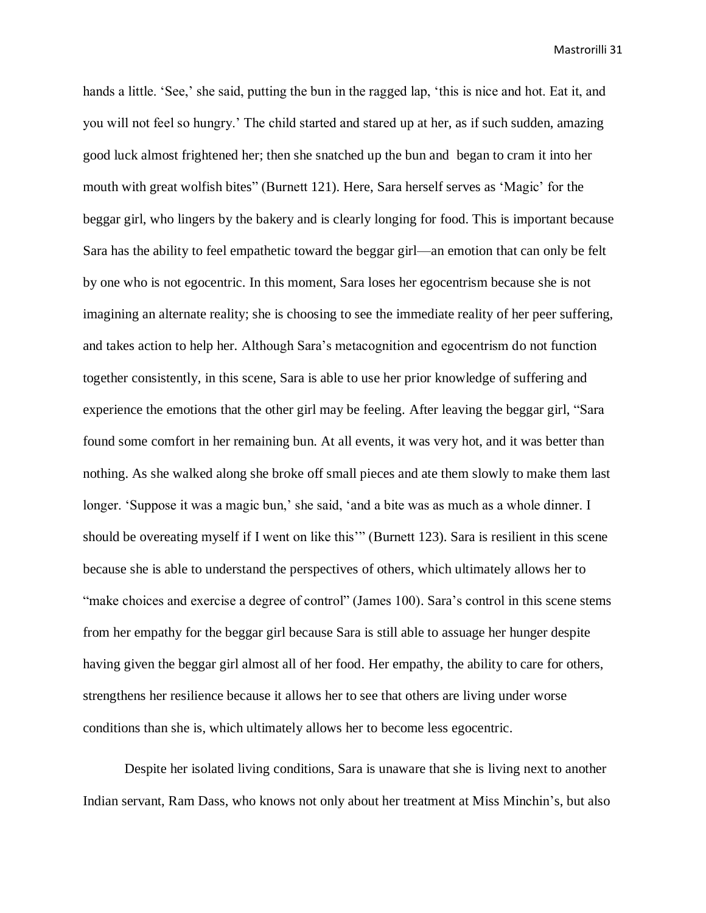hands a little. 'See,' she said, putting the bun in the ragged lap, 'this is nice and hot. Eat it, and you will not feel so hungry.' The child started and stared up at her, as if such sudden, amazing good luck almost frightened her; then she snatched up the bun and began to cram it into her mouth with great wolfish bites" (Burnett 121). Here, Sara herself serves as 'Magic' for the beggar girl, who lingers by the bakery and is clearly longing for food. This is important because Sara has the ability to feel empathetic toward the beggar girl—an emotion that can only be felt by one who is not egocentric. In this moment, Sara loses her egocentrism because she is not imagining an alternate reality; she is choosing to see the immediate reality of her peer suffering, and takes action to help her. Although Sara's metacognition and egocentrism do not function together consistently, in this scene, Sara is able to use her prior knowledge of suffering and experience the emotions that the other girl may be feeling. After leaving the beggar girl, "Sara found some comfort in her remaining bun. At all events, it was very hot, and it was better than nothing. As she walked along she broke off small pieces and ate them slowly to make them last longer. 'Suppose it was a magic bun,' she said, 'and a bite was as much as a whole dinner. I should be overeating myself if I went on like this'" (Burnett 123). Sara is resilient in this scene because she is able to understand the perspectives of others, which ultimately allows her to "make choices and exercise a degree of control" (James 100). Sara's control in this scene stems from her empathy for the beggar girl because Sara is still able to assuage her hunger despite having given the beggar girl almost all of her food. Her empathy, the ability to care for others, strengthens her resilience because it allows her to see that others are living under worse conditions than she is, which ultimately allows her to become less egocentric.

Despite her isolated living conditions, Sara is unaware that she is living next to another Indian servant, Ram Dass, who knows not only about her treatment at Miss Minchin's, but also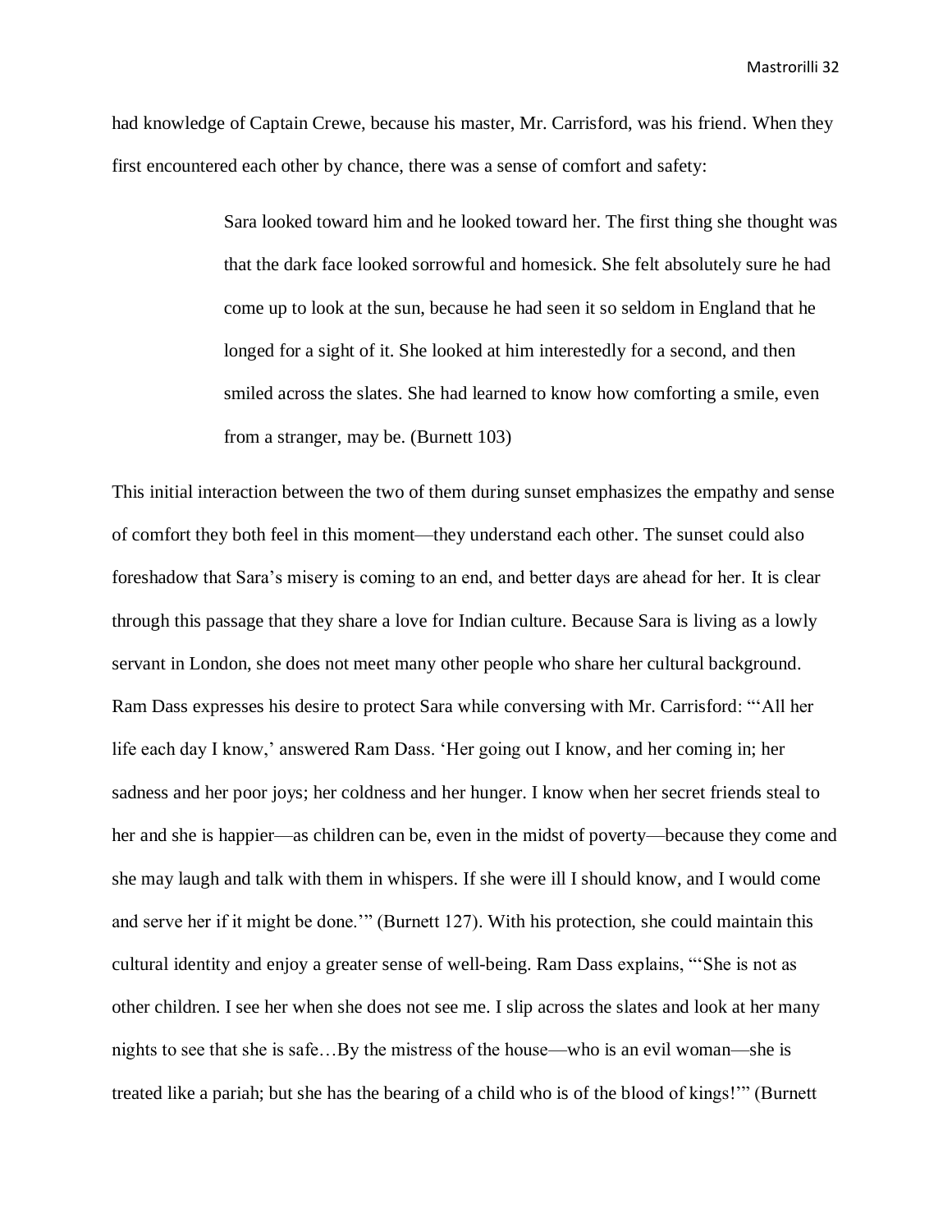had knowledge of Captain Crewe, because his master, Mr. Carrisford, was his friend. When they first encountered each other by chance, there was a sense of comfort and safety:

> Sara looked toward him and he looked toward her. The first thing she thought was that the dark face looked sorrowful and homesick. She felt absolutely sure he had come up to look at the sun, because he had seen it so seldom in England that he longed for a sight of it. She looked at him interestedly for a second, and then smiled across the slates. She had learned to know how comforting a smile, even from a stranger, may be. (Burnett 103)

This initial interaction between the two of them during sunset emphasizes the empathy and sense of comfort they both feel in this moment—they understand each other. The sunset could also foreshadow that Sara's misery is coming to an end, and better days are ahead for her. It is clear through this passage that they share a love for Indian culture. Because Sara is living as a lowly servant in London, she does not meet many other people who share her cultural background. Ram Dass expresses his desire to protect Sara while conversing with Mr. Carrisford: "'All her life each day I know,' answered Ram Dass. 'Her going out I know, and her coming in; her sadness and her poor joys; her coldness and her hunger. I know when her secret friends steal to her and she is happier—as children can be, even in the midst of poverty—because they come and she may laugh and talk with them in whispers. If she were ill I should know, and I would come and serve her if it might be done.'" (Burnett 127). With his protection, she could maintain this cultural identity and enjoy a greater sense of well-being. Ram Dass explains, "'She is not as other children. I see her when she does not see me. I slip across the slates and look at her many nights to see that she is safe…By the mistress of the house—who is an evil woman—she is treated like a pariah; but she has the bearing of a child who is of the blood of kings!'" (Burnett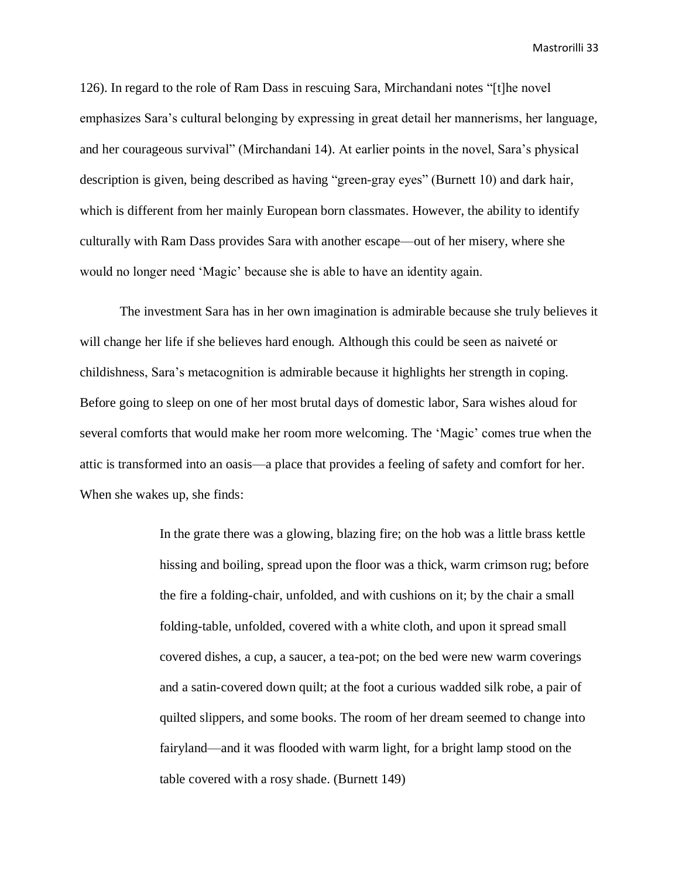126). In regard to the role of Ram Dass in rescuing Sara, Mirchandani notes "[t]he novel emphasizes Sara's cultural belonging by expressing in great detail her mannerisms, her language, and her courageous survival" (Mirchandani 14). At earlier points in the novel, Sara's physical description is given, being described as having "green-gray eyes" (Burnett 10) and dark hair, which is different from her mainly European born classmates. However, the ability to identify culturally with Ram Dass provides Sara with another escape—out of her misery, where she would no longer need 'Magic' because she is able to have an identity again.

The investment Sara has in her own imagination is admirable because she truly believes it will change her life if she believes hard enough. Although this could be seen as naiveté or childishness, Sara's metacognition is admirable because it highlights her strength in coping. Before going to sleep on one of her most brutal days of domestic labor, Sara wishes aloud for several comforts that would make her room more welcoming. The 'Magic' comes true when the attic is transformed into an oasis—a place that provides a feeling of safety and comfort for her. When she wakes up, she finds:

> In the grate there was a glowing, blazing fire; on the hob was a little brass kettle hissing and boiling, spread upon the floor was a thick, warm crimson rug; before the fire a folding-chair, unfolded, and with cushions on it; by the chair a small folding-table, unfolded, covered with a white cloth, and upon it spread small covered dishes, a cup, a saucer, a tea-pot; on the bed were new warm coverings and a satin-covered down quilt; at the foot a curious wadded silk robe, a pair of quilted slippers, and some books. The room of her dream seemed to change into fairyland—and it was flooded with warm light, for a bright lamp stood on the table covered with a rosy shade. (Burnett 149)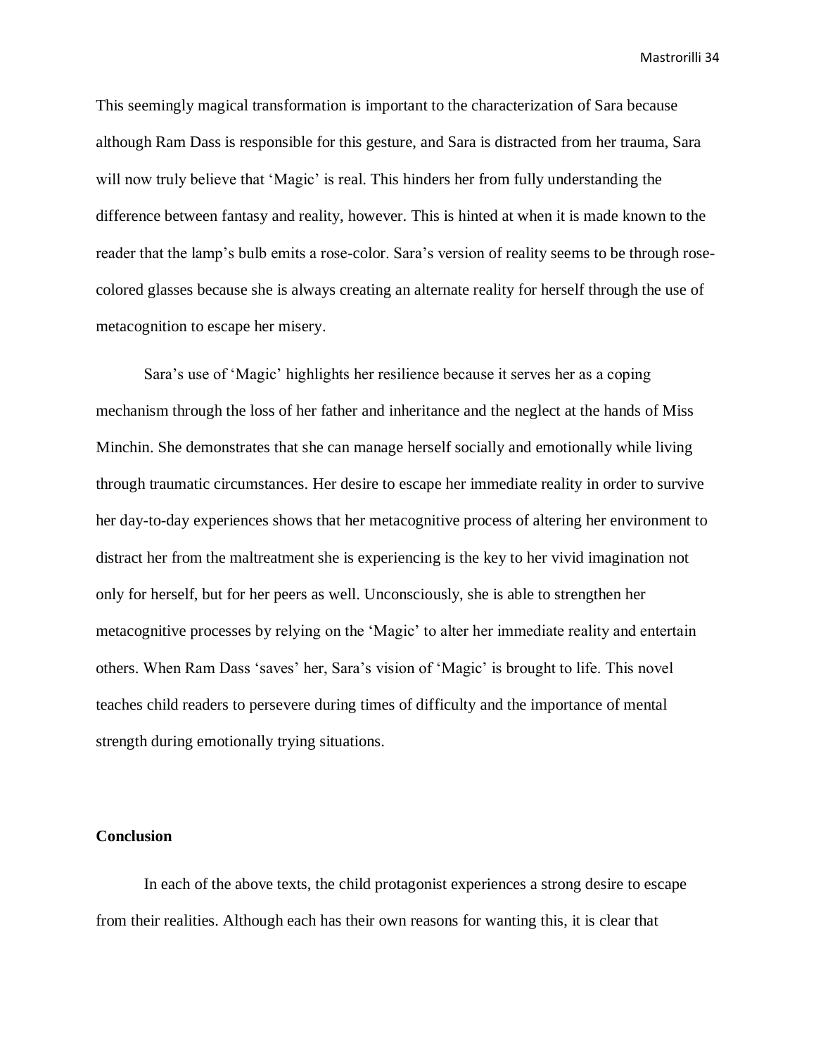This seemingly magical transformation is important to the characterization of Sara because although Ram Dass is responsible for this gesture, and Sara is distracted from her trauma, Sara will now truly believe that 'Magic' is real. This hinders her from fully understanding the difference between fantasy and reality, however. This is hinted at when it is made known to the reader that the lamp's bulb emits a rose-color. Sara's version of reality seems to be through rose-colored glasses because she is always creating an alternate reality for herself through the use of metacognition to escape her misery.

Sara's use of 'Magic' highlights her resilience because it serves her as a coping mechanism through the loss of her father and inheritance and the neglect at the hands of Miss Minchin. She demonstrates that she can manage herself socially and emotionally while living through traumatic circumstances. Her desire to escape her immediate reality in order to survive her day-to-day experiences shows that her metacognitive process of altering her environment to distract her from the maltreatment she is experiencing is the key to her vivid imagination not only for herself, but for her peers as well. Unconsciously, she is able to strengthen her metacognitive processes by relying on the 'Magic' to alter her immediate reality and entertain others. When Ram Dass 'saves' her, Sara's vision of 'Magic' is brought to life. This novel teaches child readers to persevere during times of difficulty and the importance of mental strength during emotionally trying situations.

**Conclusion**

In each of the above texts, the child protagonist experiences a strong desire to escape from their realities. Although each has their own reasons for wanting this, it is clear that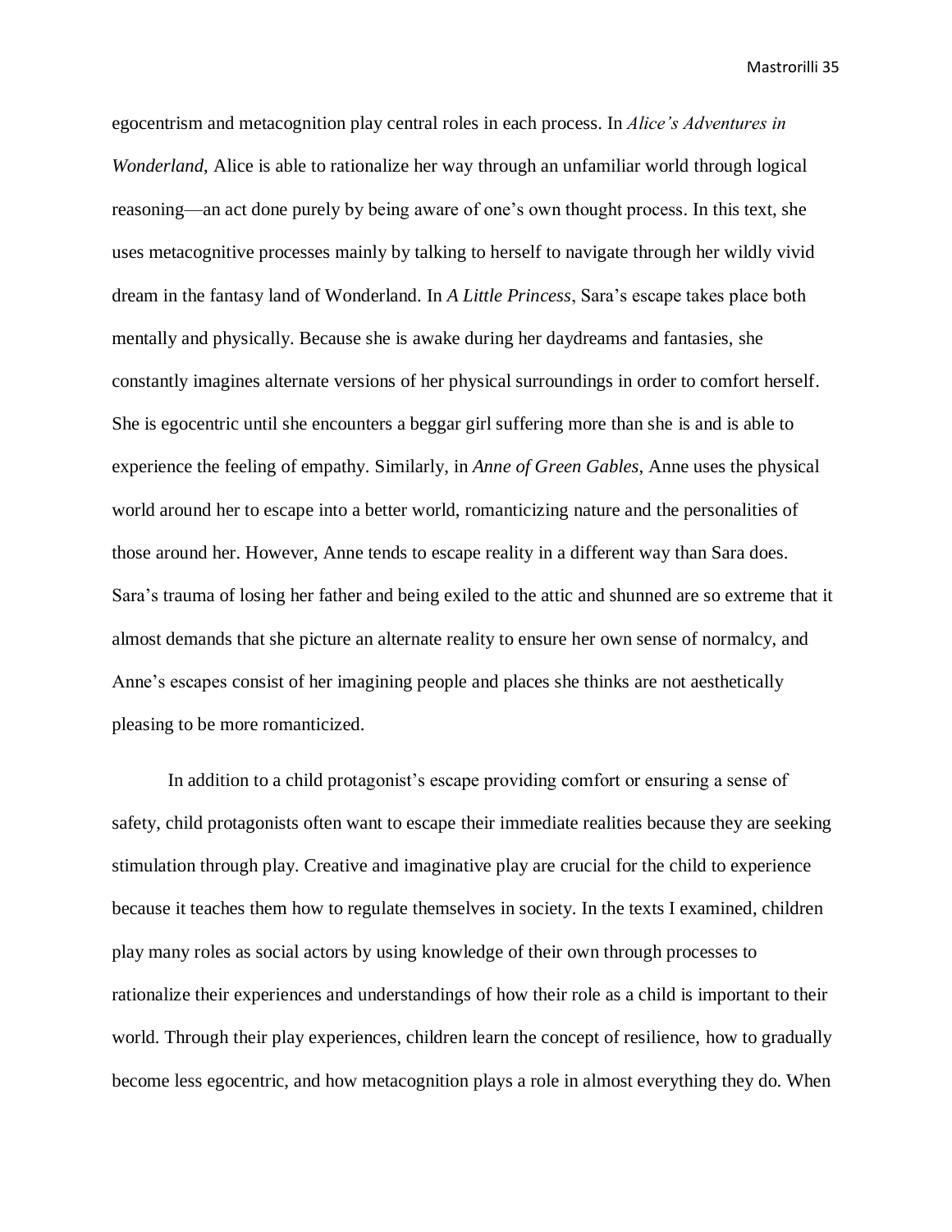egocentrism and metacognition play central roles in each process. In *Alice's Adventures in Wonderland*, Alice is able to rationalize her way through an unfamiliar world through logical reasoning—an act done purely by being aware of one's own thought process. In this text, she uses metacognitive processes mainly by talking to herself to navigate through her wildly vivid dream in the fantasy land of Wonderland. In *A Little Princess*, Sara's escape takes place both mentally and physically. Because she is awake during her daydreams and fantasies, she constantly imagines alternate versions of her physical surroundings in order to comfort herself. She is egocentric until she encounters a beggar girl suffering more than she is and is able to experience the feeling of empathy. Similarly, in *Anne of Green Gables*, Anne uses the physical world around her to escape into a better world, romanticizing nature and the personalities of those around her. However, Anne tends to escape reality in a different way than Sara does. Sara's trauma of losing her father and being exiled to the attic and shunned are so extreme that it almost demands that she picture an alternate reality to ensure her own sense of normalcy, and Anne's escapes consist of her imagining people and places she thinks are not aesthetically pleasing to be more romanticized.

In addition to a child protagonist's escape providing comfort or ensuring a sense of safety, child protagonists often want to escape their immediate realities because they are seeking stimulation through play. Creative and imaginative play are crucial for the child to experience because it teaches them how to regulate themselves in society. In the texts I examined, children play many roles as social actors by using knowledge of their own through processes to rationalize their experiences and understandings of how their role as a child is important to their world. Through their play experiences, children learn the concept of resilience, how to gradually become less egocentric, and how metacognition plays a role in almost everything they do. When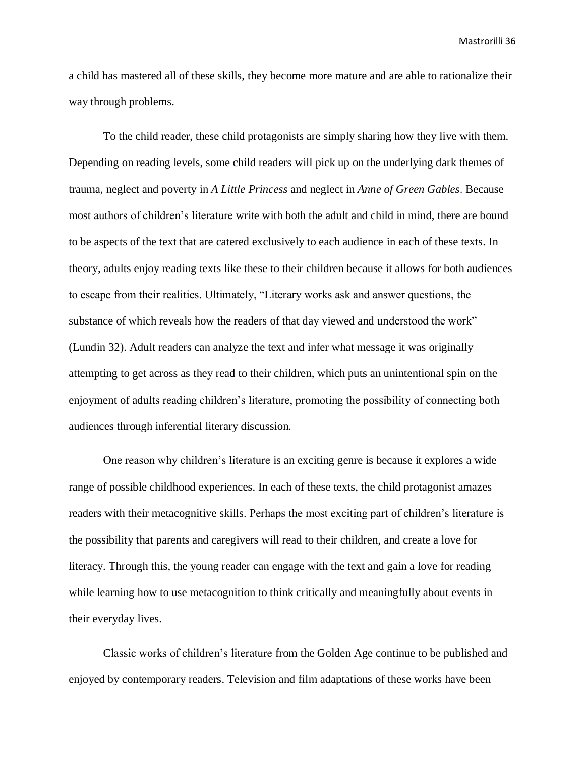a child has mastered all of these skills, they become more mature and are able to rationalize their way through problems.

To the child reader, these child protagonists are simply sharing how they live with them. Depending on reading levels, some child readers will pick up on the underlying dark themes of trauma, neglect and poverty in *A Little Princess* and neglect in *Anne of Green Gables*. Because most authors of children's literature write with both the adult and child in mind, there are bound to be aspects of the text that are catered exclusively to each audience in each of these texts. In theory, adults enjoy reading texts like these to their children because it allows for both audiences to escape from their realities. Ultimately, "Literary works ask and answer questions, the substance of which reveals how the readers of that day viewed and understood the work" (Lundin 32). Adult readers can analyze the text and infer what message it was originally attempting to get across as they read to their children, which puts an unintentional spin on the enjoyment of adults reading children's literature, promoting the possibility of connecting both audiences through inferential literary discussion.

One reason why children's literature is an exciting genre is because it explores a wide range of possible childhood experiences. In each of these texts, the child protagonist amazes readers with their metacognitive skills. Perhaps the most exciting part of children's literature is the possibility that parents and caregivers will read to their children, and create a love for literacy. Through this, the young reader can engage with the text and gain a love for reading while learning how to use metacognition to think critically and meaningfully about events in their everyday lives.

Classic works of children's literature from the Golden Age continue to be published and enjoyed by contemporary readers. Television and film adaptations of these works have been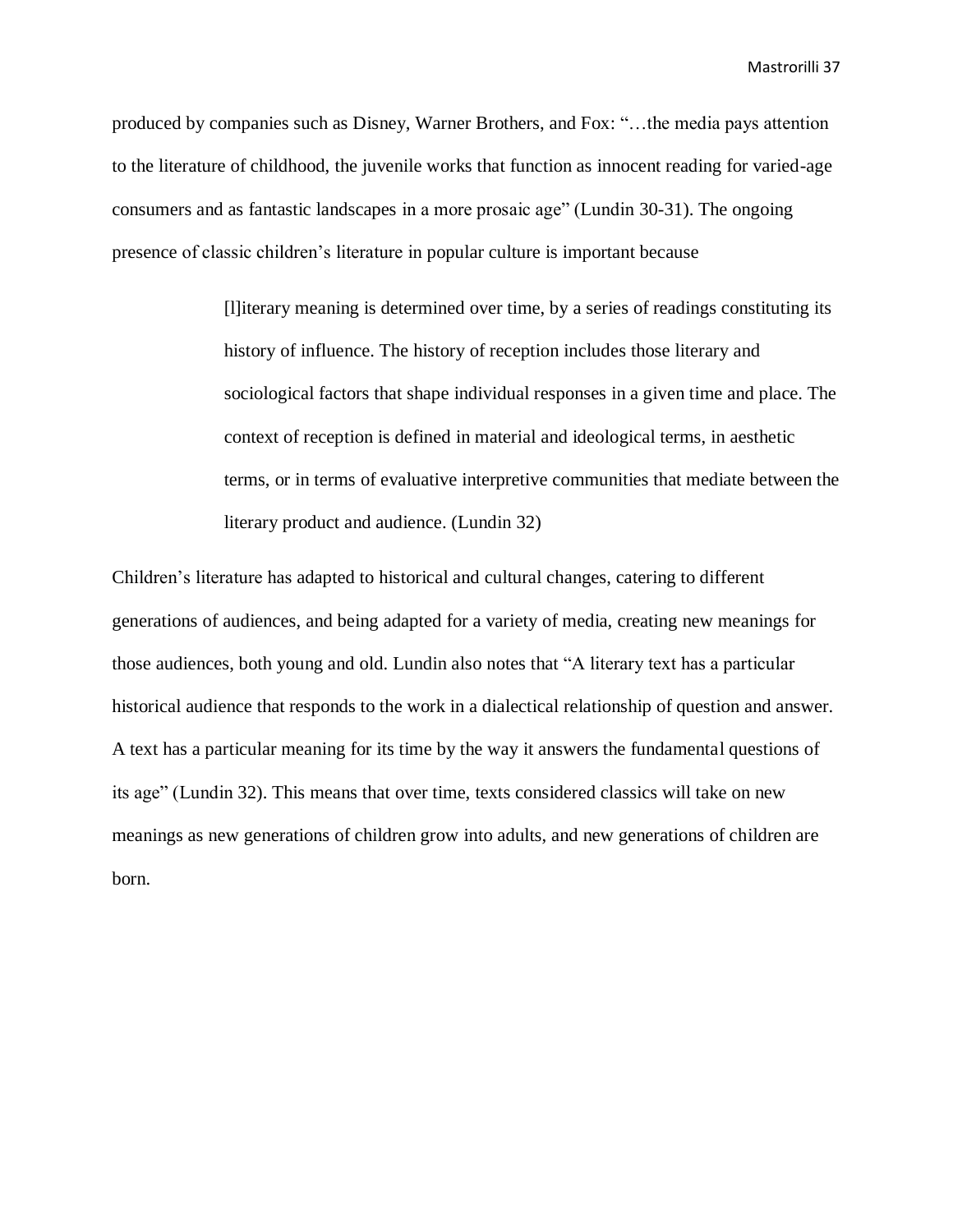produced by companies such as Disney, Warner Brothers, and Fox: "…the media pays attention to the literature of childhood, the juvenile works that function as innocent reading for varied-age consumers and as fantastic landscapes in a more prosaic age" (Lundin 30-31). The ongoing presence of classic children's literature in popular culture is important because

> [l]iterary meaning is determined over time, by a series of readings constituting its history of influence. The history of reception includes those literary and sociological factors that shape individual responses in a given time and place. The context of reception is defined in material and ideological terms, in aesthetic terms, or in terms of evaluative interpretive communities that mediate between the literary product and audience. (Lundin 32)

Children's literature has adapted to historical and cultural changes, catering to different generations of audiences, and being adapted for a variety of media, creating new meanings for those audiences, both young and old. Lundin also notes that "A literary text has a particular historical audience that responds to the work in a dialectical relationship of question and answer. A text has a particular meaning for its time by the way it answers the fundamental questions of its age" (Lundin 32). This means that over time, texts considered classics will take on new meanings as new generations of children grow into adults, and new generations of children are born.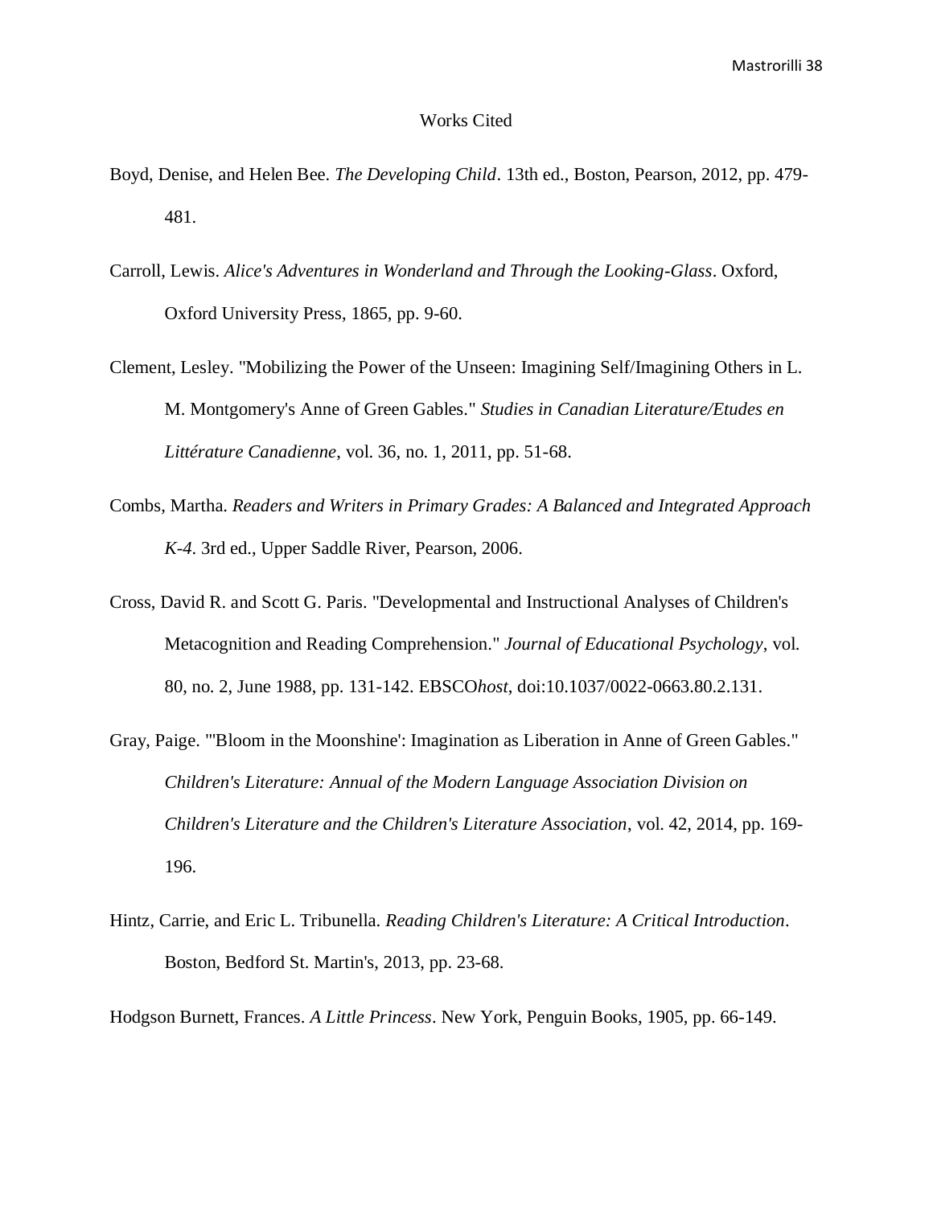# Works Cited

Boyd, Denise, and Helen Bee. *The Developing Child*. 13th ed., Boston, Pearson, 2012, pp. 479-481.

Carroll, Lewis. *Alice's Adventures in Wonderland and Through the Looking-Glass*. Oxford, Oxford University Press, 1865, pp. 9-60.

Clement, Lesley. "Mobilizing the Power of the Unseen: Imagining Self/Imagining Others in L. M. Montgomery's Anne of Green Gables." *Studies in Canadian Literature/Etudes en Littérature Canadienne*, vol. 36, no. 1, 2011, pp. 51-68.

Combs, Martha. *Readers and Writers in Primary Grades: A Balanced and Integrated Approach K-4*. 3rd ed., Upper Saddle River, Pearson, 2006.

Cross, David R. and Scott G. Paris. "Developmental and Instructional Analyses of Children's Metacognition and Reading Comprehension." *Journal of Educational Psychology*, vol. 80, no. 2, June 1988, pp. 131-142. EBSCO*host*, doi:10.1037/0022-0663.80.2.131.

Gray, Paige. "'Bloom in the Moonshine': Imagination as Liberation in Anne of Green Gables." *Children's Literature: Annual of the Modern Language Association Division on Children's Literature and the Children's Literature Association*, vol. 42, 2014, pp. 169-196.

Hintz, Carrie, and Eric L. Tribunella. *Reading Children's Literature: A Critical Introduction*. Boston, Bedford St. Martin's, 2013, pp. 23-68.

Hodgson Burnett, Frances. *A Little Princess*. New York, Penguin Books, 1905, pp. 66-149.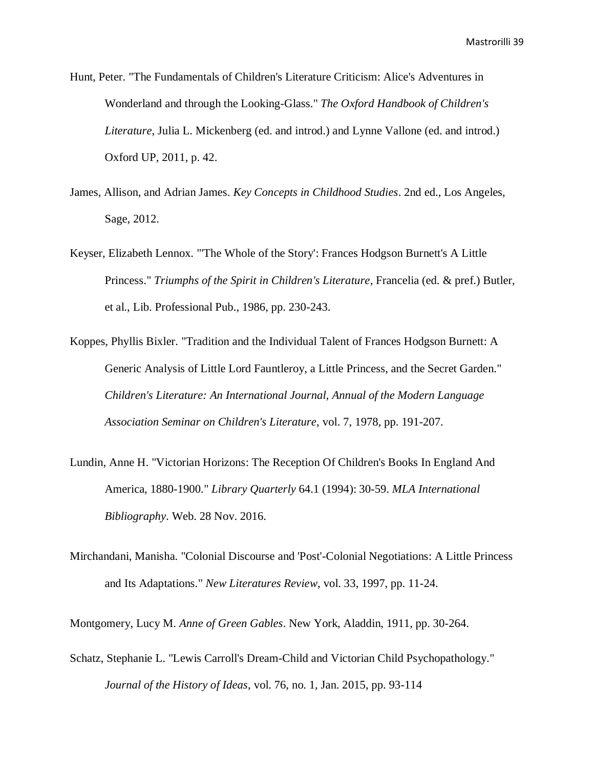Hunt, Peter. "The Fundamentals of Children's Literature Criticism: Alice's Adventures in Wonderland and through the Looking-Glass." *The Oxford Handbook of Children's Literature*, Julia L. Mickenberg (ed. and introd.) and Lynne Vallone (ed. and introd.) Oxford UP, 2011, p. 42.

James, Allison, and Adrian James. *Key Concepts in Childhood Studies*. 2nd ed., Los Angeles, Sage, 2012.

Keyser, Elizabeth Lennox. "'The Whole of the Story': Frances Hodgson Burnett's A Little Princess." *Triumphs of the Spirit in Children's Literature*, Francelia (ed. & pref.) Butler, et al., Lib. Professional Pub., 1986, pp. 230-243.

Koppes, Phyllis Bixler. "Tradition and the Individual Talent of Frances Hodgson Burnett: A Generic Analysis of Little Lord Fauntleroy, a Little Princess, and the Secret Garden." *Children's Literature: An International Journal, Annual of the Modern Language Association Seminar on Children's Literature*, vol. 7, 1978, pp. 191-207.

Lundin, Anne H. "Victorian Horizons: The Reception Of Children's Books In England And America, 1880-1900." *Library Quarterly* 64.1 (1994): 30-59. *MLA International Bibliography*. Web. 28 Nov. 2016.

Mirchandani, Manisha. "Colonial Discourse and 'Post'-Colonial Negotiations: A Little Princess and Its Adaptations." *New Literatures Review*, vol. 33, 1997, pp. 11-24.

Montgomery, Lucy M. *Anne of Green Gables*. New York, Aladdin, 1911, pp. 30-264.

Schatz, Stephanie L. "Lewis Carroll's Dream-Child and Victorian Child Psychopathology." *Journal of the History of Ideas*, vol. 76, no. 1, Jan. 2015, pp. 93-114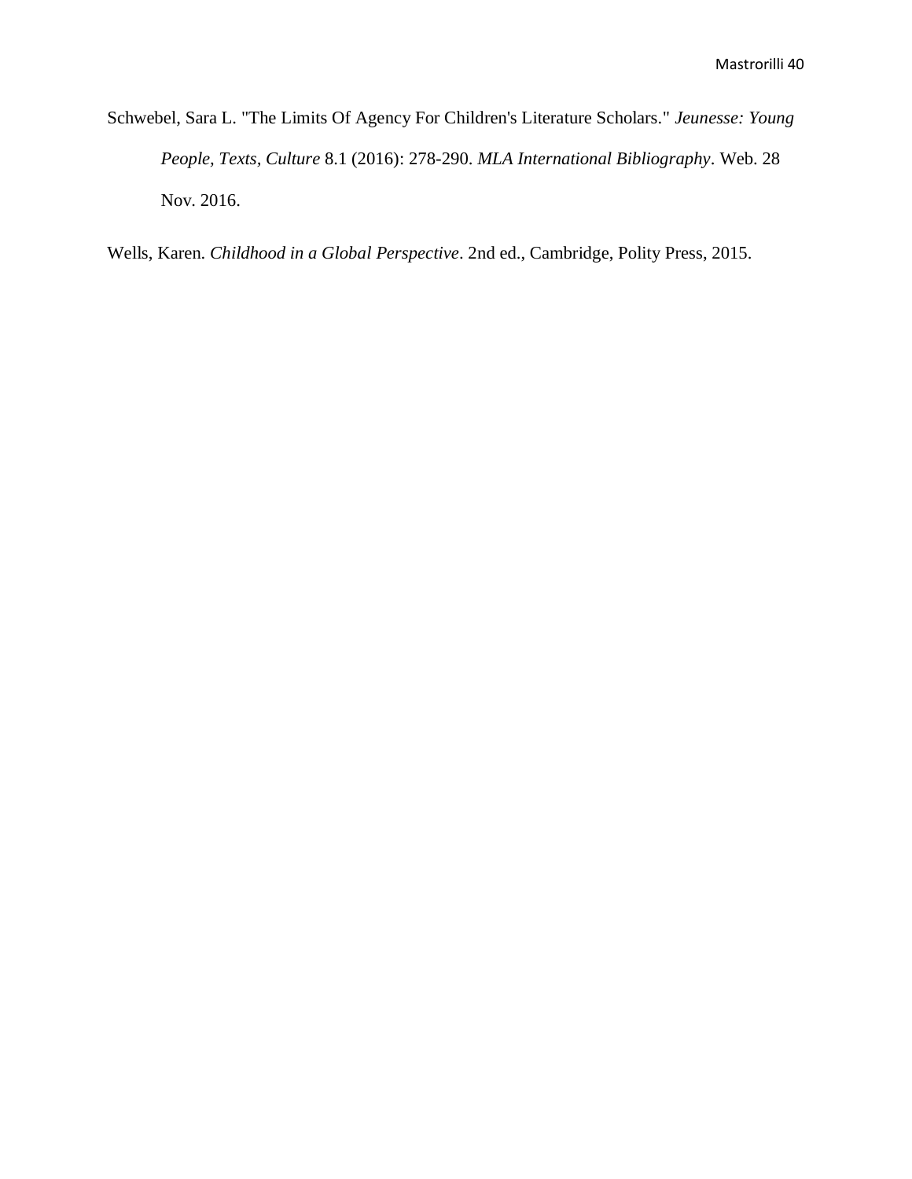Schwebel, Sara L. "The Limits Of Agency For Children's Literature Scholars." *Jeunesse: Young People, Texts, Culture* 8.1 (2016): 278-290. *MLA International Bibliography*. Web. 28 Nov. 2016.

Wells, Karen. *Childhood in a Global Perspective*. 2nd ed., Cambridge, Polity Press, 2015.